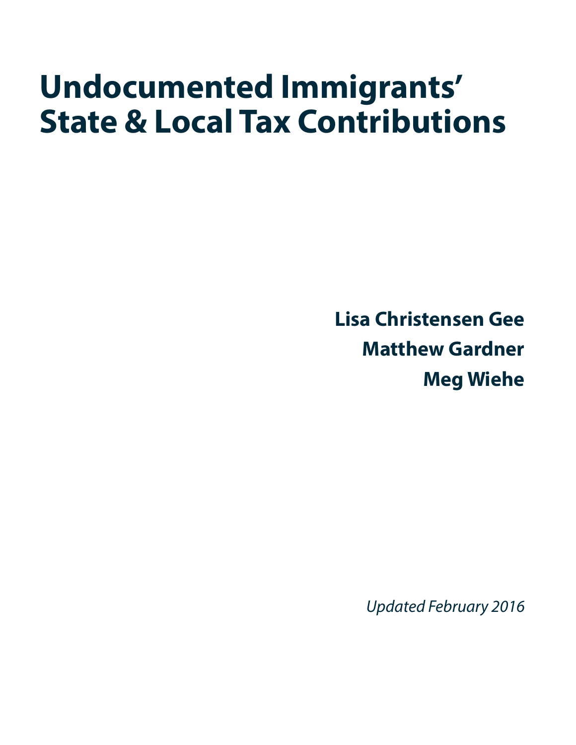# Undocumented Immigrants' State & Local Tax Contributions

**Lisa Christensen Gee**

**Matthew Gardner**

**Meg Wiehe**

*Updated February 2016*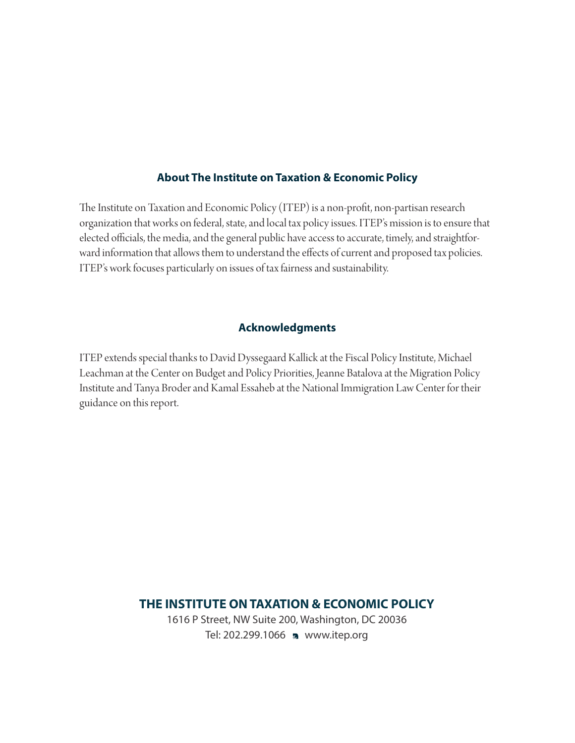## About The Institute on Taxation & Economic Policy

The Institute on Taxation and Economic Policy (ITEP) is a non-profit, non-partisan research organization that works on federal, state, and local tax policy issues. ITEP's mission is to ensure that elected officials, the media, and the general public have access to accurate, timely, and straightforward information that allows them to understand the effects of current and proposed tax policies. ITEP's work focuses particularly on issues of tax fairness and sustainability.

## Acknowledgments

ITEP extends special thanks to David Dyssegaard Kallick at the Fiscal Policy Institute, Michael Leachman at the Center on Budget and Policy Priorities, Jeanne Batalova at the Migration Policy Institute and Tanya Broder and Kamal Essaheb at the National Immigration Law Center for their guidance on this report.

**THE INSTITUTE ON TAXATION & ECONOMIC POLICY**

1616 P Street, NW Suite 200, Washington, DC 20036

Tel: 202.299.1066 www.itep.org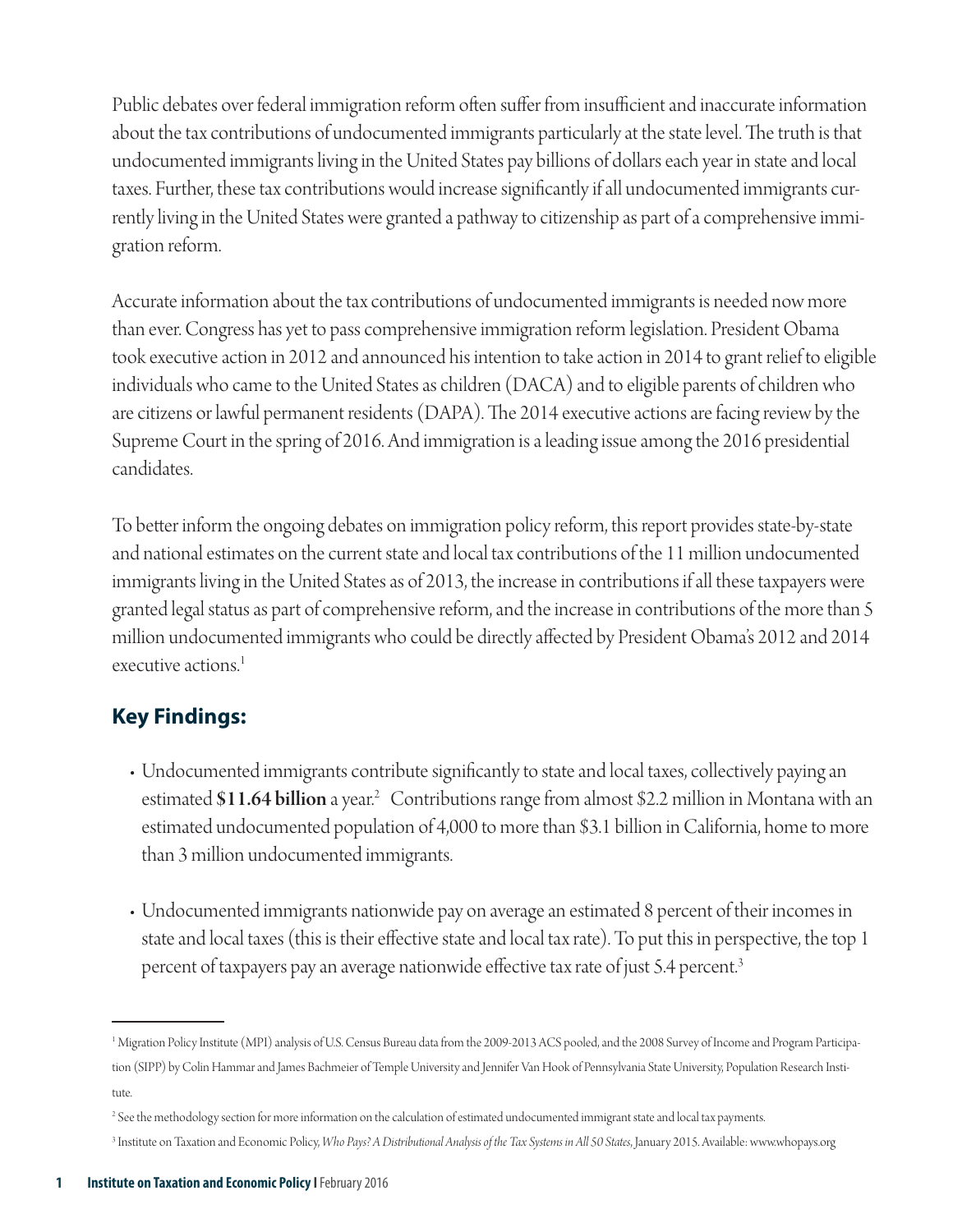Public debates over federal immigration reform often suffer from insufficient and inaccurate information about the tax contributions of undocumented immigrants particularly at the state level. The truth is that undocumented immigrants living in the United States pay billions of dollars each year in state and local taxes. Further, these tax contributions would increase significantly if all undocumented immigrants currently living in the United States were granted a pathway to citizenship as part of a comprehensive immigration reform.

Accurate information about the tax contributions of undocumented immigrants is needed now more than ever. Congress has yet to pass comprehensive immigration reform legislation. President Obama took executive action in 2012 and announced his intention to take action in 2014 to grant relief to eligible individuals who came to the United States as children (DACA) and to eligible parents of children who are citizens or lawful permanent residents (DAPA). The 2014 executive actions are facing review by the Supreme Court in the spring of 2016. And immigration is a leading issue among the 2016 presidential candidates.

To better inform the ongoing debates on immigration policy reform, this report provides state-by-state and national estimates on the current state and local tax contributions of the 11 million undocumented immigrants living in the United States as of 2013, the increase in contributions if all these taxpayers were granted legal status as part of comprehensive reform, and the increase in contributions of the more than 5 million undocumented immigrants who could be directly affected by President Obama's 2012 and 2014 executive actions.[1]

## Key Findings:

- Undocumented immigrants contribute significantly to state and local taxes, collectively paying an estimated **$11.64 billion** a year.[2] Contributions range from almost $2.2 million in Montana with an estimated undocumented population of 4,000 to more than $3.1 billion in California, home to more than 3 million undocumented immigrants.

- Undocumented immigrants nationwide pay on average an estimated 8 percent of their incomes in state and local taxes (this is their effective state and local tax rate). To put this in perspective, the top 1 percent of taxpayers pay an average nationwide effective tax rate of just 5.4 percent.[3]

---

[1] Migration Policy Institute (MPI) analysis of U.S. Census Bureau data from the 2009-2013 ACS pooled, and the 2008 Survey of Income and Program Participation (SIPP) by Colin Hammar and James Bachmeier of Temple University and Jennifer Van Hook of Pennsylvania State University, Population Research Institute.

[2] See the methodology section for more information on the calculation of estimated undocumented immigrant state and local tax payments.

[3] Institute on Taxation and Economic Policy, *Who Pays? A Distributional Analysis of the Tax Systems in All 50 States*, January 2015. Available: www.whopays.org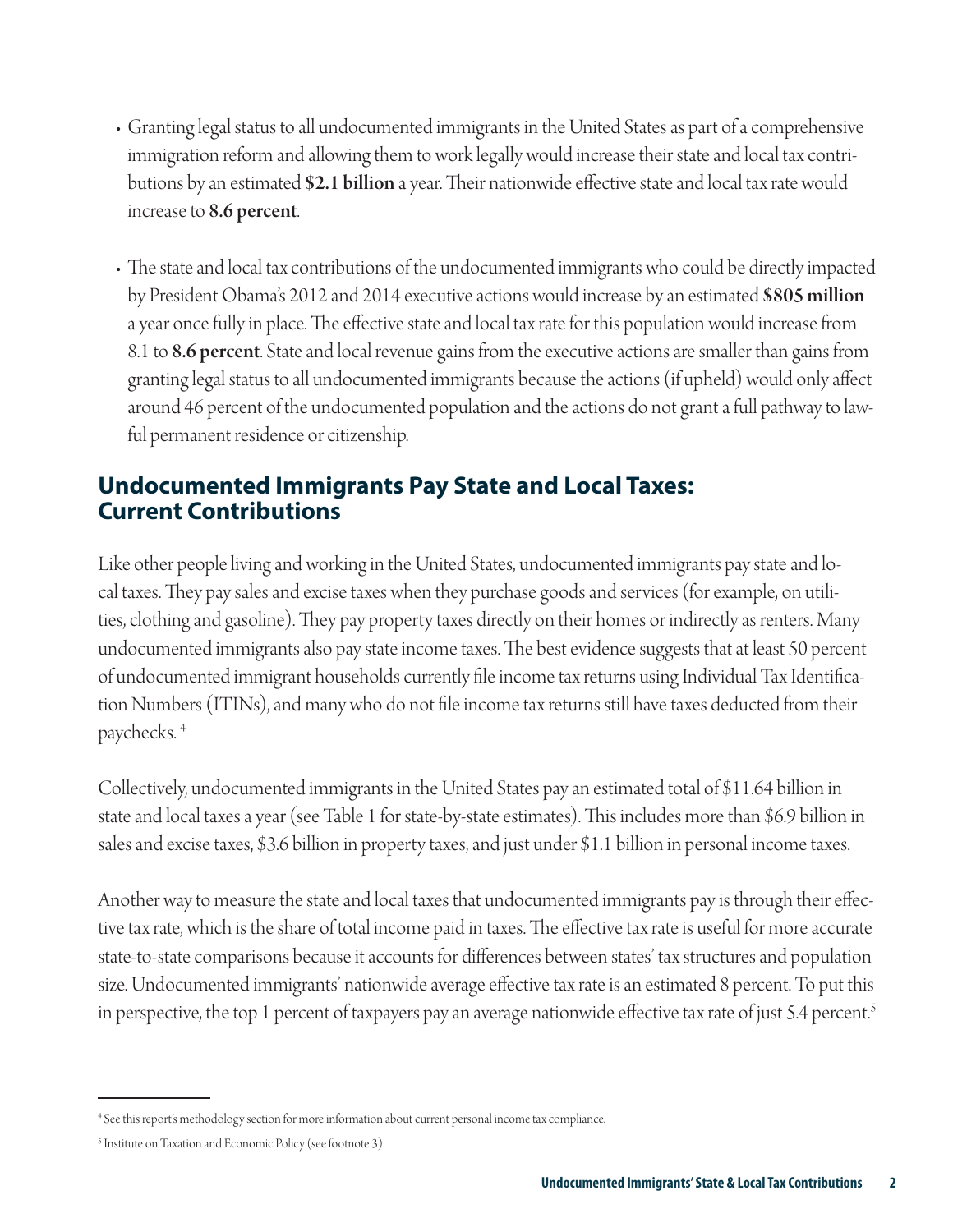- Granting legal status to all undocumented immigrants in the United States as part of a comprehensive immigration reform and allowing them to work legally would increase their state and local tax contributions by an estimated **$2.1 billion** a year. Their nationwide effective state and local tax rate would increase to **8.6 percent**.

- The state and local tax contributions of the undocumented immigrants who could be directly impacted by President Obama's 2012 and 2014 executive actions would increase by an estimated **$805 million** a year once fully in place. The effective state and local tax rate for this population would increase from 8.1 to **8.6 percent**. State and local revenue gains from the executive actions are smaller than gains from granting legal status to all undocumented immigrants because the actions (if upheld) would only affect around 46 percent of the undocumented population and the actions do not grant a full pathway to lawful permanent residence or citizenship.

## Undocumented Immigrants Pay State and Local Taxes: Current Contributions

Like other people living and working in the United States, undocumented immigrants pay state and local taxes. They pay sales and excise taxes when they purchase goods and services (for example, on utilities, clothing and gasoline). They pay property taxes directly on their homes or indirectly as renters. Many undocumented immigrants also pay state income taxes. The best evidence suggests that at least 50 percent of undocumented immigrant households currently file income tax returns using Individual Tax Identification Numbers (ITINs), and many who do not file income tax returns still have taxes deducted from their paychecks. [4]

Collectively, undocumented immigrants in the United States pay an estimated total of $11.64 billion in state and local taxes a year (see Table 1 for state-by-state estimates). This includes more than $6.9 billion in sales and excise taxes, $3.6 billion in property taxes, and just under $1.1 billion in personal income taxes.

Another way to measure the state and local taxes that undocumented immigrants pay is through their effective tax rate, which is the share of total income paid in taxes. The effective tax rate is useful for more accurate state-to-state comparisons because it accounts for differences between states' tax structures and population size. Undocumented immigrants' nationwide average effective tax rate is an estimated 8 percent. To put this in perspective, the top 1 percent of taxpayers pay an average nationwide effective tax rate of just 5.4 percent.[5]

---

[4] See this report's methodology section for more information about current personal income tax compliance.

[5] Institute on Taxation and Economic Policy (see footnote 3).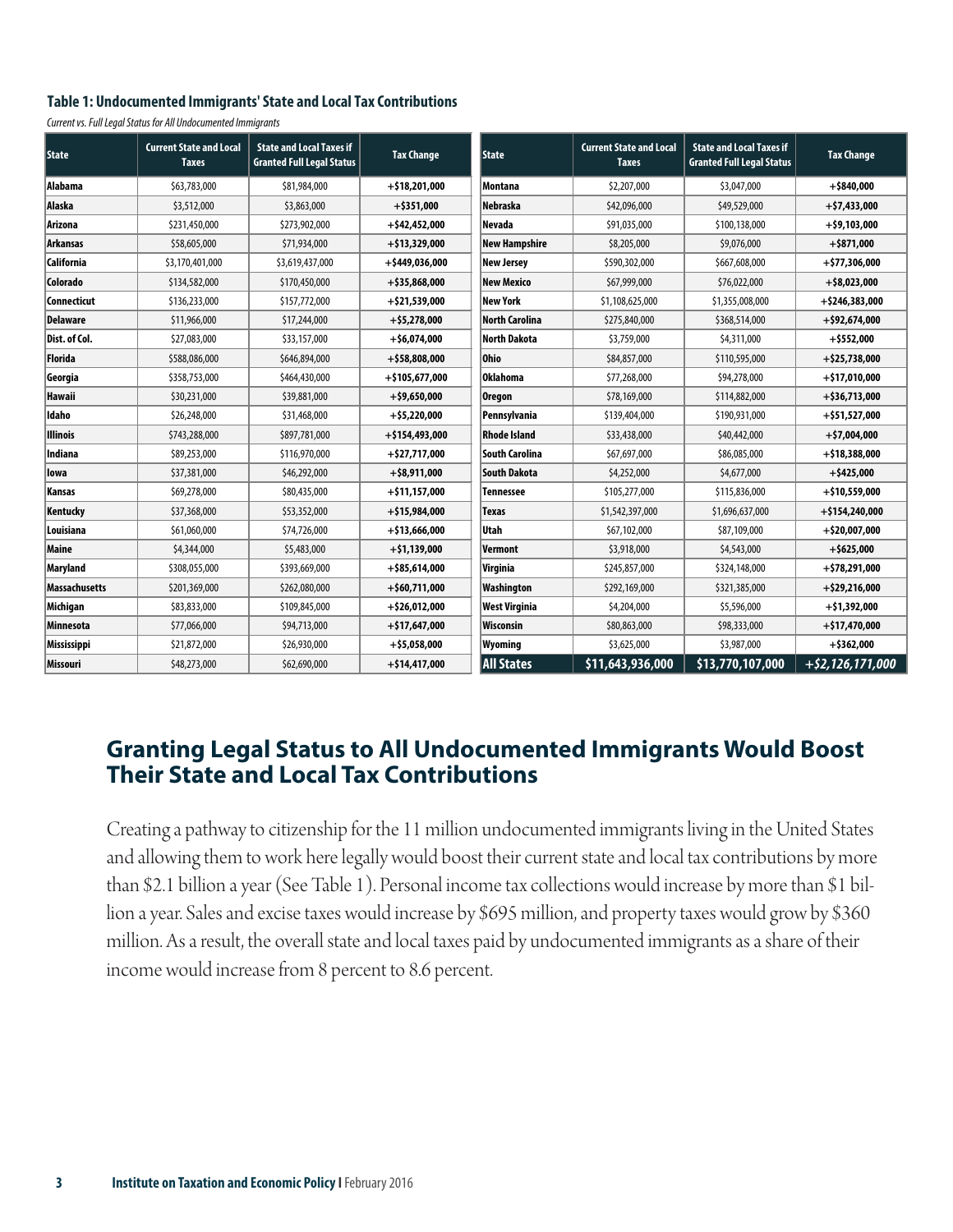**Table 1: Undocumented Immigrants' State and Local Tax Contributions**

*Current vs. Full Legal Status for All Undocumented Immigrants*

| State | Current State and Local Taxes | State and Local Taxes if Granted Full Legal Status | Tax Change |
|---|---|---|---|
| Alabama | $63,783,000 | $81,984,000 | +$18,201,000 |
| Alaska | $3,512,000 | $3,863,000 | +$351,000 |
| Arizona | $231,450,000 | $273,902,000 | +$42,452,000 |
| Arkansas | $58,605,000 | $71,934,000 | +$13,329,000 |
| California | $3,170,401,000 | $3,619,437,000 | +$449,036,000 |
| Colorado | $134,582,000 | $170,450,000 | +$35,868,000 |
| Connecticut | $136,233,000 | $157,772,000 | +$21,539,000 |
| Delaware | $11,966,000 | $17,244,000 | +$5,278,000 |
| Dist. of Col. | $27,083,000 | $33,157,000 | +$6,074,000 |
| Florida | $588,086,000 | $646,894,000 | +$58,808,000 |
| Georgia | $358,753,000 | $464,430,000 | +$105,677,000 |
| Hawaii | $30,231,000 | $39,881,000 | +$9,650,000 |
| Idaho | $26,248,000 | $31,468,000 | +$5,220,000 |
| Illinois | $743,288,000 | $897,781,000 | +$154,493,000 |
| Indiana | $89,253,000 | $116,970,000 | +$27,717,000 |
| Iowa | $37,381,000 | $46,292,000 | +$8,911,000 |
| Kansas | $69,278,000 | $80,435,000 | +$11,157,000 |
| Kentucky | $37,368,000 | $53,352,000 | +$15,984,000 |
| Louisiana | $61,060,000 | $74,726,000 | +$13,666,000 |
| Maine | $4,344,000 | $5,483,000 | +$1,139,000 |
| Maryland | $308,055,000 | $393,669,000 | +$85,614,000 |
| Massachusetts | $201,369,000 | $262,080,000 | +$60,711,000 |
| Michigan | $83,833,000 | $109,845,000 | +$26,012,000 |
| Minnesota | $77,066,000 | $94,713,000 | +$17,647,000 |
| Mississippi | $21,872,000 | $26,930,000 | +$5,058,000 |
| Missouri | $48,273,000 | $62,690,000 | +$14,417,000 |
| Montana | $2,207,000 | $3,047,000 | +$840,000 |
| Nebraska | $42,096,000 | $49,529,000 | +$7,433,000 |
| Nevada | $91,035,000 | $100,138,000 | +$9,103,000 |
| New Hampshire | $8,205,000 | $9,076,000 | +$871,000 |
| New Jersey | $590,302,000 | $667,608,000 | +$77,306,000 |
| New Mexico | $67,999,000 | $76,022,000 | +$8,023,000 |
| New York | $1,108,625,000 | $1,355,008,000 | +$246,383,000 |
| North Carolina | $275,840,000 | $368,514,000 | +$92,674,000 |
| North Dakota | $3,759,000 | $4,311,000 | +$552,000 |
| Ohio | $84,857,000 | $110,595,000 | +$25,738,000 |
| Oklahoma | $77,268,000 | $94,278,000 | +$17,010,000 |
| Oregon | $78,169,000 | $114,882,000 | +$36,713,000 |
| Pennsylvania | $139,404,000 | $190,931,000 | +$51,527,000 |
| Rhode Island | $33,438,000 | $40,442,000 | +$7,004,000 |
| South Carolina | $67,697,000 | $86,085,000 | +$18,388,000 |
| South Dakota | $4,252,000 | $4,677,000 | +$425,000 |
| Tennessee | $105,277,000 | $115,836,000 | +$10,559,000 |
| Texas | $1,542,397,000 | $1,696,637,000 | +$154,240,000 |
| Utah | $67,102,000 | $87,109,000 | +$20,007,000 |
| Vermont | $3,918,000 | $4,543,000 | +$625,000 |
| Virginia | $245,857,000 | $324,148,000 | +$78,291,000 |
| Washington | $292,169,000 | $321,385,000 | +$29,216,000 |
| West Virginia | $4,204,000 | $5,596,000 | +$1,392,000 |
| Wisconsin | $80,863,000 | $98,333,000 | +$17,470,000 |
| Wyoming | $3,625,000 | $3,987,000 | +$362,000 |
| **All States** | **$11,643,936,000** | **$13,770,107,000** | ***+$2,126,171,000*** |

## Granting Legal Status to All Undocumented Immigrants Would Boost Their State and Local Tax Contributions

Creating a pathway to citizenship for the 11 million undocumented immigrants living in the United States and allowing them to work here legally would boost their current state and local tax contributions by more than $2.1 billion a year (See Table 1). Personal income tax collections would increase by more than $1 billion a year. Sales and excise taxes would increase by $695 million, and property taxes would grow by $360 million. As a result, the overall state and local taxes paid by undocumented immigrants as a share of their income would increase from 8 percent to 8.6 percent.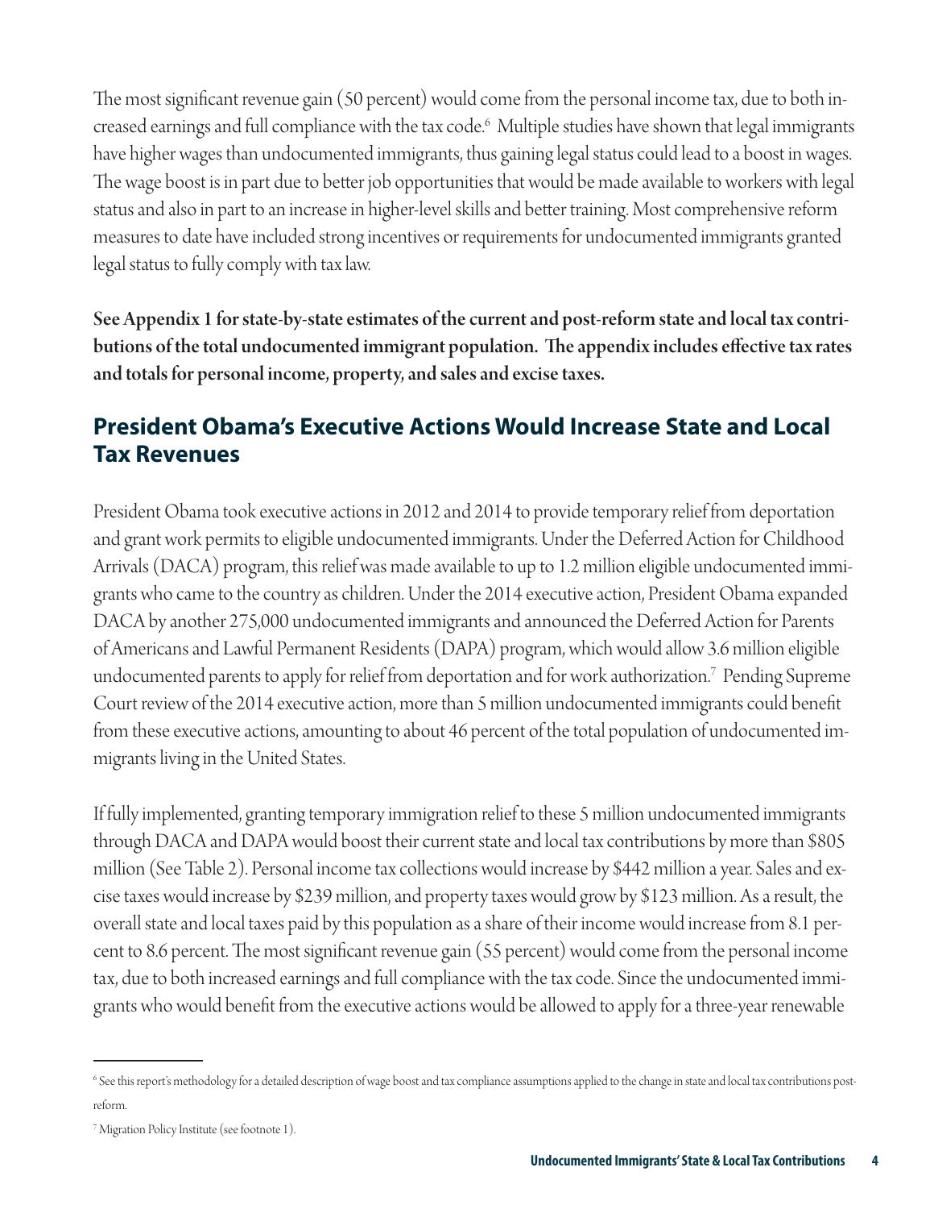The most significant revenue gain (50 percent) would come from the personal income tax, due to both increased earnings and full compliance with the tax code.[6] Multiple studies have shown that legal immigrants have higher wages than undocumented immigrants, thus gaining legal status could lead to a boost in wages. The wage boost is in part due to better job opportunities that would be made available to workers with legal status and also in part to an increase in higher-level skills and better training. Most comprehensive reform measures to date have included strong incentives or requirements for undocumented immigrants granted legal status to fully comply with tax law.

**See Appendix 1 for state-by-state estimates of the current and post-reform state and local tax contributions of the total undocumented immigrant population. The appendix includes effective tax rates and totals for personal income, property, and sales and excise taxes.**

## President Obama's Executive Actions Would Increase State and Local Tax Revenues

President Obama took executive actions in 2012 and 2014 to provide temporary relief from deportation and grant work permits to eligible undocumented immigrants. Under the Deferred Action for Childhood Arrivals (DACA) program, this relief was made available to up to 1.2 million eligible undocumented immigrants who came to the country as children. Under the 2014 executive action, President Obama expanded DACA by another 275,000 undocumented immigrants and announced the Deferred Action for Parents of Americans and Lawful Permanent Residents (DAPA) program, which would allow 3.6 million eligible undocumented parents to apply for relief from deportation and for work authorization.[7] Pending Supreme Court review of the 2014 executive action, more than 5 million undocumented immigrants could benefit from these executive actions, amounting to about 46 percent of the total population of undocumented immigrants living in the United States.

If fully implemented, granting temporary immigration relief to these 5 million undocumented immigrants through DACA and DAPA would boost their current state and local tax contributions by more than $805 million (See Table 2). Personal income tax collections would increase by $442 million a year. Sales and excise taxes would increase by $239 million, and property taxes would grow by $123 million. As a result, the overall state and local taxes paid by this population as a share of their income would increase from 8.1 percent to 8.6 percent. The most significant revenue gain (55 percent) would come from the personal income tax, due to both increased earnings and full compliance with the tax code. Since the undocumented immigrants who would benefit from the executive actions would be allowed to apply for a three-year renewable

---

[6] See this report's methodology for a detailed description of wage boost and tax compliance assumptions applied to the change in state and local tax contributions post-reform.

[7] Migration Policy Institute (see footnote 1).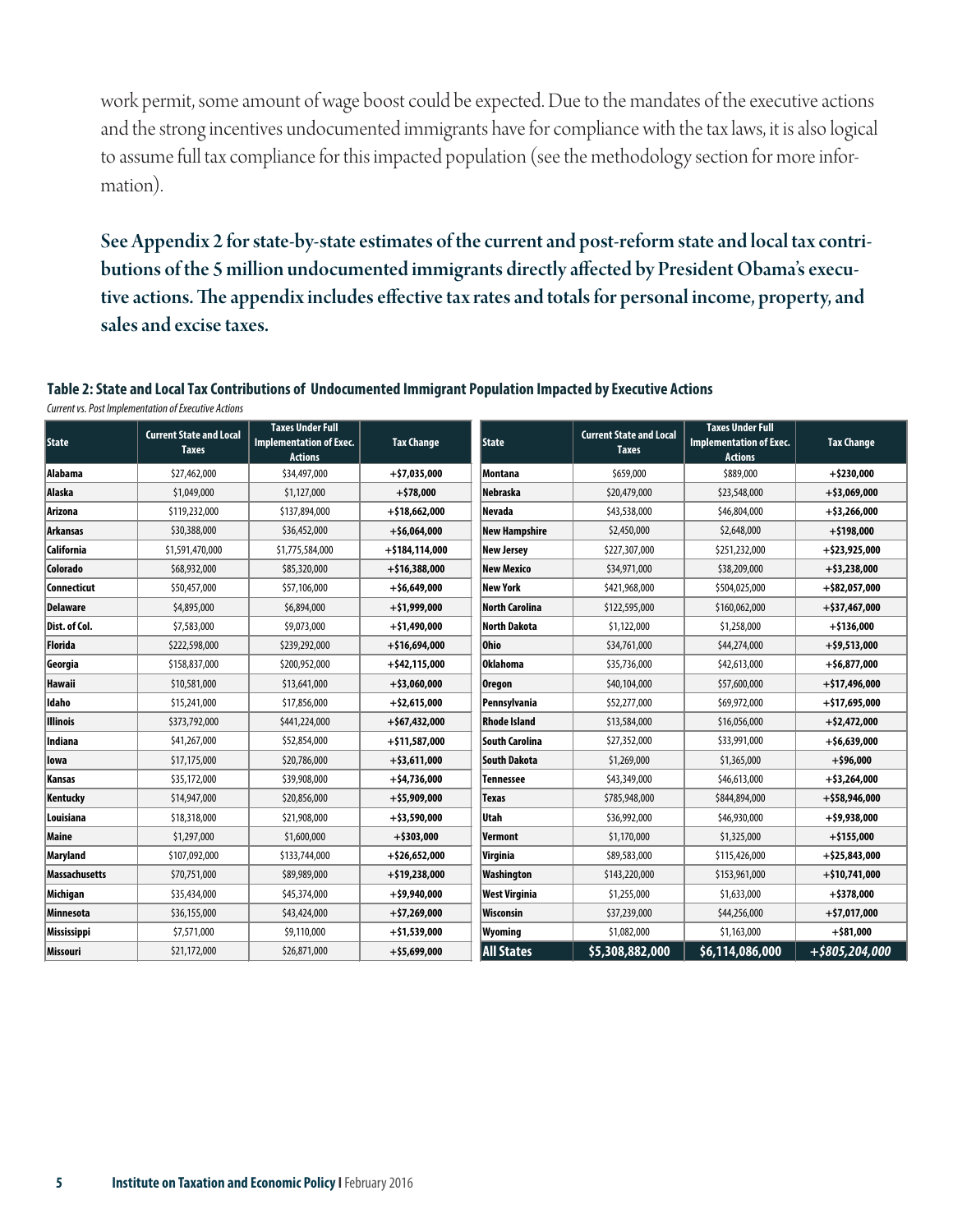work permit, some amount of wage boost could be expected. Due to the mandates of the executive actions and the strong incentives undocumented immigrants have for compliance with the tax laws, it is also logical to assume full tax compliance for this impacted population (see the methodology section for more information).

**See Appendix 2 for state-by-state estimates of the current and post-reform state and local tax contributions of the 5 million undocumented immigrants directly affected by President Obama's executive actions. The appendix includes effective tax rates and totals for personal income, property, and sales and excise taxes.**

**Table 2: State and Local Tax Contributions of Undocumented Immigrant Population Impacted by Executive Actions**

*Current vs. Post Implementation of Executive Actions*

| State | Current State and Local Taxes | Taxes Under Full Implementation of Exec. Actions | Tax Change |
|---|---|---|---|
| **Alabama** | $27,462,000 | $34,497,000 | **+$7,035,000** |
| **Alaska** | $1,049,000 | $1,127,000 | **+$78,000** |
| **Arizona** | $119,232,000 | $137,894,000 | **+$18,662,000** |
| **Arkansas** | $30,388,000 | $36,452,000 | **+$6,064,000** |
| **California** | $1,591,470,000 | $1,775,584,000 | **+$184,114,000** |
| **Colorado** | $68,932,000 | $85,320,000 | **+$16,388,000** |
| **Connecticut** | $50,457,000 | $57,106,000 | **+$6,649,000** |
| **Delaware** | $4,895,000 | $6,894,000 | **+$1,999,000** |
| **Dist. of Col.** | $7,583,000 | $9,073,000 | **+$1,490,000** |
| **Florida** | $222,598,000 | $239,292,000 | **+$16,694,000** |
| **Georgia** | $158,837,000 | $200,952,000 | **+$42,115,000** |
| **Hawaii** | $10,581,000 | $13,641,000 | **+$3,060,000** |
| **Idaho** | $15,241,000 | $17,856,000 | **+$2,615,000** |
| **Illinois** | $373,792,000 | $441,224,000 | **+$67,432,000** |
| **Indiana** | $41,267,000 | $52,854,000 | **+$11,587,000** |
| **Iowa** | $17,175,000 | $20,786,000 | **+$3,611,000** |
| **Kansas** | $35,172,000 | $39,908,000 | **+$4,736,000** |
| **Kentucky** | $14,947,000 | $20,856,000 | **+$5,909,000** |
| **Louisiana** | $18,318,000 | $21,908,000 | **+$3,590,000** |
| **Maine** | $1,297,000 | $1,600,000 | **+$303,000** |
| **Maryland** | $107,092,000 | $133,744,000 | **+$26,652,000** |
| **Massachusetts** | $70,751,000 | $89,989,000 | **+$19,238,000** |
| **Michigan** | $35,434,000 | $45,374,000 | **+$9,940,000** |
| **Minnesota** | $36,155,000 | $43,424,000 | **+$7,269,000** |
| **Mississippi** | $7,571,000 | $9,110,000 | **+$1,539,000** |
| **Missouri** | $21,172,000 | $26,871,000 | **+$5,699,000** |
| **Montana** | $659,000 | $889,000 | **+$230,000** |
| **Nebraska** | $20,479,000 | $23,548,000 | **+$3,069,000** |
| **Nevada** | $43,538,000 | $46,804,000 | **+$3,266,000** |
| **New Hampshire** | $2,450,000 | $2,648,000 | **+$198,000** |
| **New Jersey** | $227,307,000 | $251,232,000 | **+$23,925,000** |
| **New Mexico** | $34,971,000 | $38,209,000 | **+$3,238,000** |
| **New York** | $421,968,000 | $504,025,000 | **+$82,057,000** |
| **North Carolina** | $122,595,000 | $160,062,000 | **+$37,467,000** |
| **North Dakota** | $1,122,000 | $1,258,000 | **+$136,000** |
| **Ohio** | $34,761,000 | $44,274,000 | **+$9,513,000** |
| **Oklahoma** | $35,736,000 | $42,613,000 | **+$6,877,000** |
| **Oregon** | $40,104,000 | $57,600,000 | **+$17,496,000** |
| **Pennsylvania** | $52,277,000 | $69,972,000 | **+$17,695,000** |
| **Rhode Island** | $13,584,000 | $16,056,000 | **+$2,472,000** |
| **South Carolina** | $27,352,000 | $33,991,000 | **+$6,639,000** |
| **South Dakota** | $1,269,000 | $1,365,000 | **+$96,000** |
| **Tennessee** | $43,349,000 | $46,613,000 | **+$3,264,000** |
| **Texas** | $785,948,000 | $844,894,000 | **+$58,946,000** |
| **Utah** | $36,992,000 | $46,930,000 | **+$9,938,000** |
| **Vermont** | $1,170,000 | $1,325,000 | **+$155,000** |
| **Virginia** | $89,583,000 | $115,426,000 | **+$25,843,000** |
| **Washington** | $143,220,000 | $153,961,000 | **+$10,741,000** |
| **West Virginia** | $1,255,000 | $1,633,000 | **+$378,000** |
| **Wisconsin** | $37,239,000 | $44,256,000 | **+$7,017,000** |
| **Wyoming** | $1,082,000 | $1,163,000 | **+$81,000** |
| **All States** | **$5,308,882,000** | **$6,114,086,000** | ***+$805,204,000*** |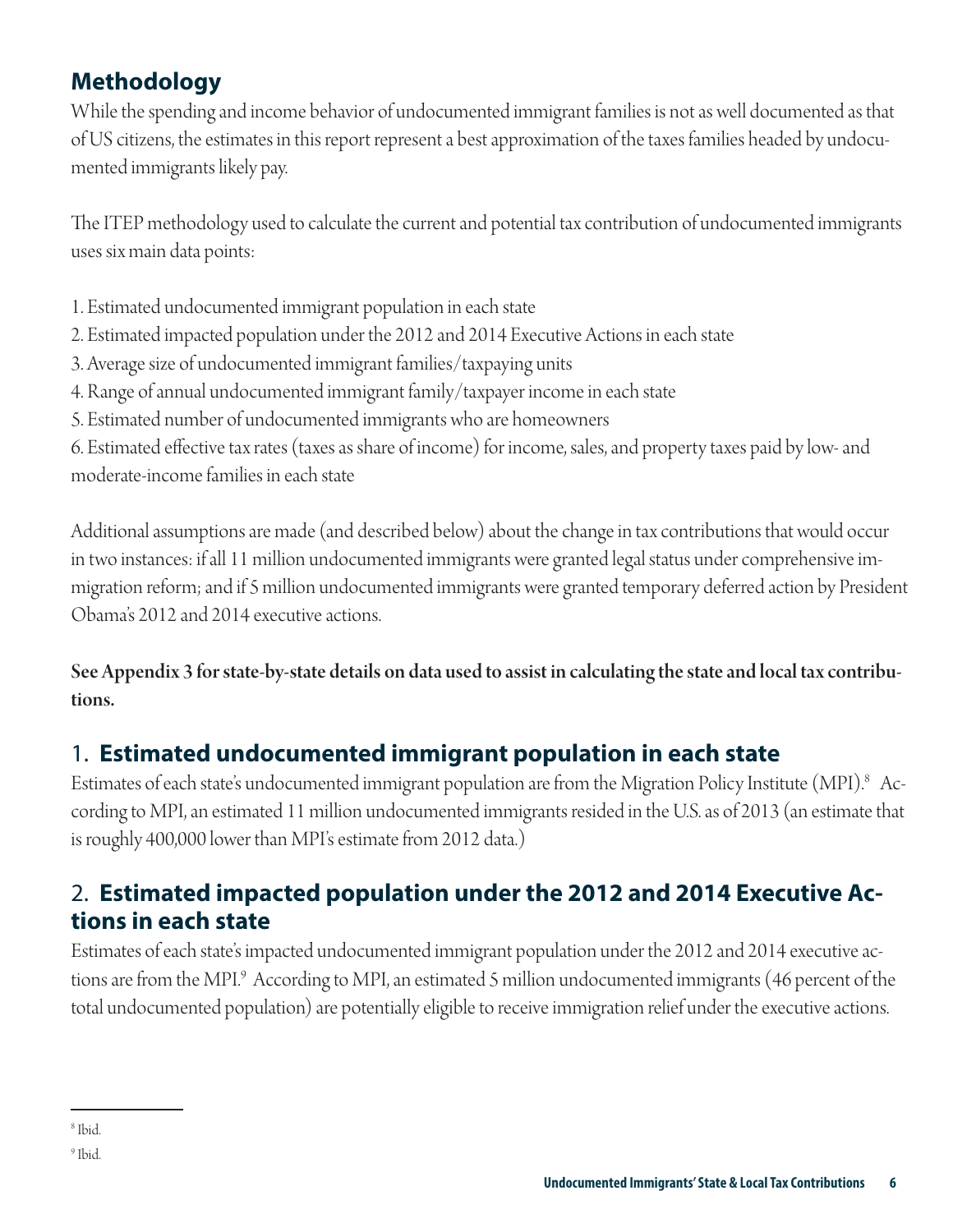## Methodology

While the spending and income behavior of undocumented immigrant families is not as well documented as that of US citizens, the estimates in this report represent a best approximation of the taxes families headed by undocumented immigrants likely pay.

The ITEP methodology used to calculate the current and potential tax contribution of undocumented immigrants uses six main data points:

1. Estimated undocumented immigrant population in each state
2. Estimated impacted population under the 2012 and 2014 Executive Actions in each state
3. Average size of undocumented immigrant families/taxpaying units
4. Range of annual undocumented immigrant family/taxpayer income in each state
5. Estimated number of undocumented immigrants who are homeowners
6. Estimated effective tax rates (taxes as share of income) for income, sales, and property taxes paid by low- and moderate-income families in each state

Additional assumptions are made (and described below) about the change in tax contributions that would occur in two instances: if all 11 million undocumented immigrants were granted legal status under comprehensive immigration reform; and if 5 million undocumented immigrants were granted temporary deferred action by President Obama's 2012 and 2014 executive actions.

**See Appendix 3 for state-by-state details on data used to assist in calculating the state and local tax contributions.**

## 1. Estimated undocumented immigrant population in each state

Estimates of each state's undocumented immigrant population are from the Migration Policy Institute (MPI).[8] According to MPI, an estimated 11 million undocumented immigrants resided in the U.S. as of 2013 (an estimate that is roughly 400,000 lower than MPI's estimate from 2012 data.)

## 2. Estimated impacted population under the 2012 and 2014 Executive Actions in each state

Estimates of each state's impacted undocumented immigrant population under the 2012 and 2014 executive actions are from the MPI.[9] According to MPI, an estimated 5 million undocumented immigrants (46 percent of the total undocumented population) are potentially eligible to receive immigration relief under the executive actions.

---

[8] Ibid.

[9] Ibid.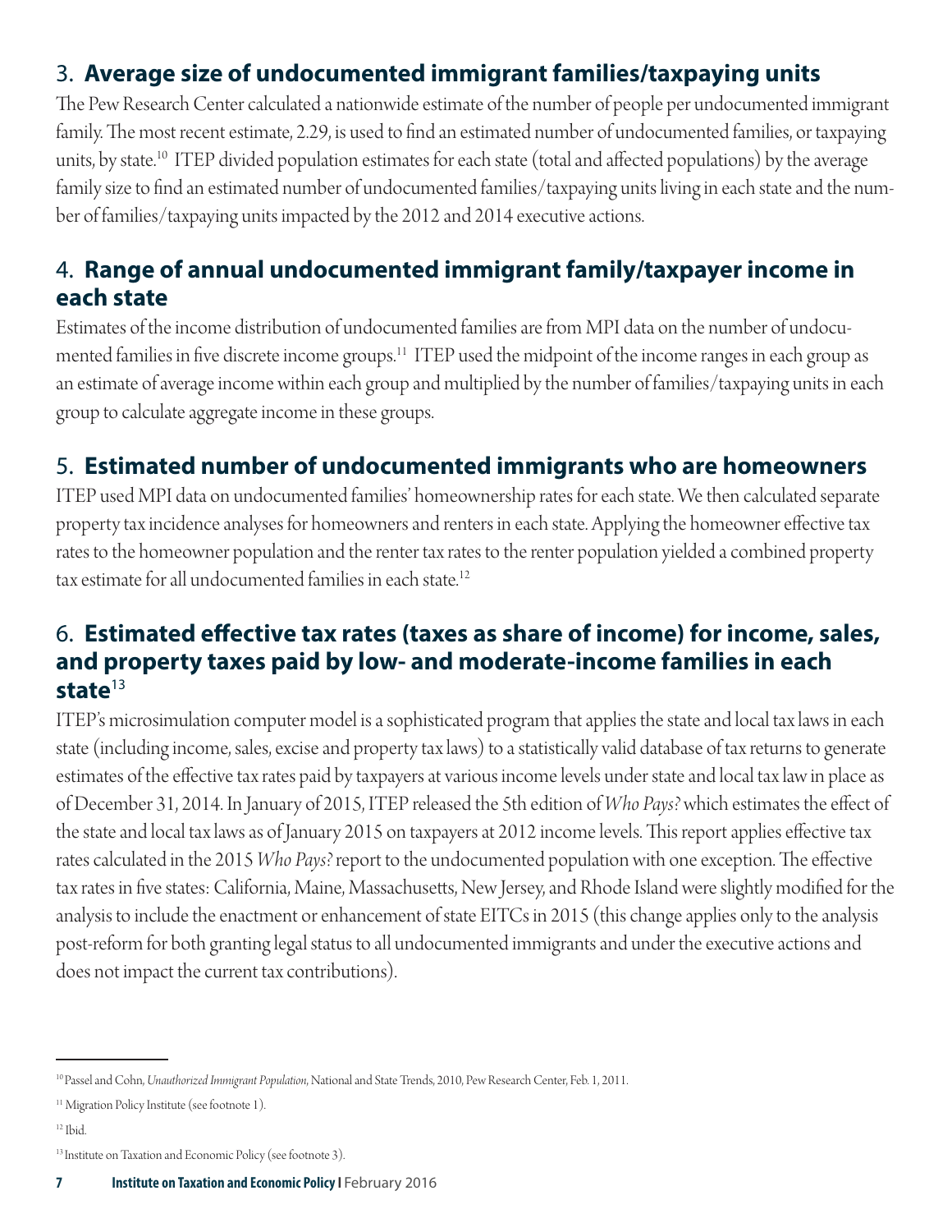## 3. **Average size of undocumented immigrant families/taxpaying units**

The Pew Research Center calculated a nationwide estimate of the number of people per undocumented immigrant family. The most recent estimate, 2.29, is used to find an estimated number of undocumented families, or taxpaying units, by state.[10] ITEP divided population estimates for each state (total and affected populations) by the average family size to find an estimated number of undocumented families/taxpaying units living in each state and the number of families/taxpaying units impacted by the 2012 and 2014 executive actions.

## 4. **Range of annual undocumented immigrant family/taxpayer income in each state**

Estimates of the income distribution of undocumented families are from MPI data on the number of undocumented families in five discrete income groups.[11] ITEP used the midpoint of the income ranges in each group as an estimate of average income within each group and multiplied by the number of families/taxpaying units in each group to calculate aggregate income in these groups.

## 5. **Estimated number of undocumented immigrants who are homeowners**

ITEP used MPI data on undocumented families' homeownership rates for each state. We then calculated separate property tax incidence analyses for homeowners and renters in each state. Applying the homeowner effective tax rates to the homeowner population and the renter tax rates to the renter population yielded a combined property tax estimate for all undocumented families in each state.[12]

## 6. **Estimated effective tax rates (taxes as share of income) for income, sales, and property taxes paid by low- and moderate-income families in each state**[13]

ITEP's microsimulation computer model is a sophisticated program that applies the state and local tax laws in each state (including income, sales, excise and property tax laws) to a statistically valid database of tax returns to generate estimates of the effective tax rates paid by taxpayers at various income levels under state and local tax law in place as of December 31, 2014. In January of 2015, ITEP released the 5th edition of *Who Pays?* which estimates the effect of the state and local tax laws as of January 2015 on taxpayers at 2012 income levels. This report applies effective tax rates calculated in the 2015 *Who Pays?* report to the undocumented population with one exception. The effective tax rates in five states: California, Maine, Massachusetts, New Jersey, and Rhode Island were slightly modified for the analysis to include the enactment or enhancement of state EITCs in 2015 (this change applies only to the analysis post-reform for both granting legal status to all undocumented immigrants and under the executive actions and does not impact the current tax contributions).

---

[10] Passel and Cohn, *Unauthorized Immigrant Population*, National and State Trends, 2010, Pew Research Center, Feb. 1, 2011.

[11] Migration Policy Institute (see footnote 1).

[12] Ibid.

[13] Institute on Taxation and Economic Policy (see footnote 3).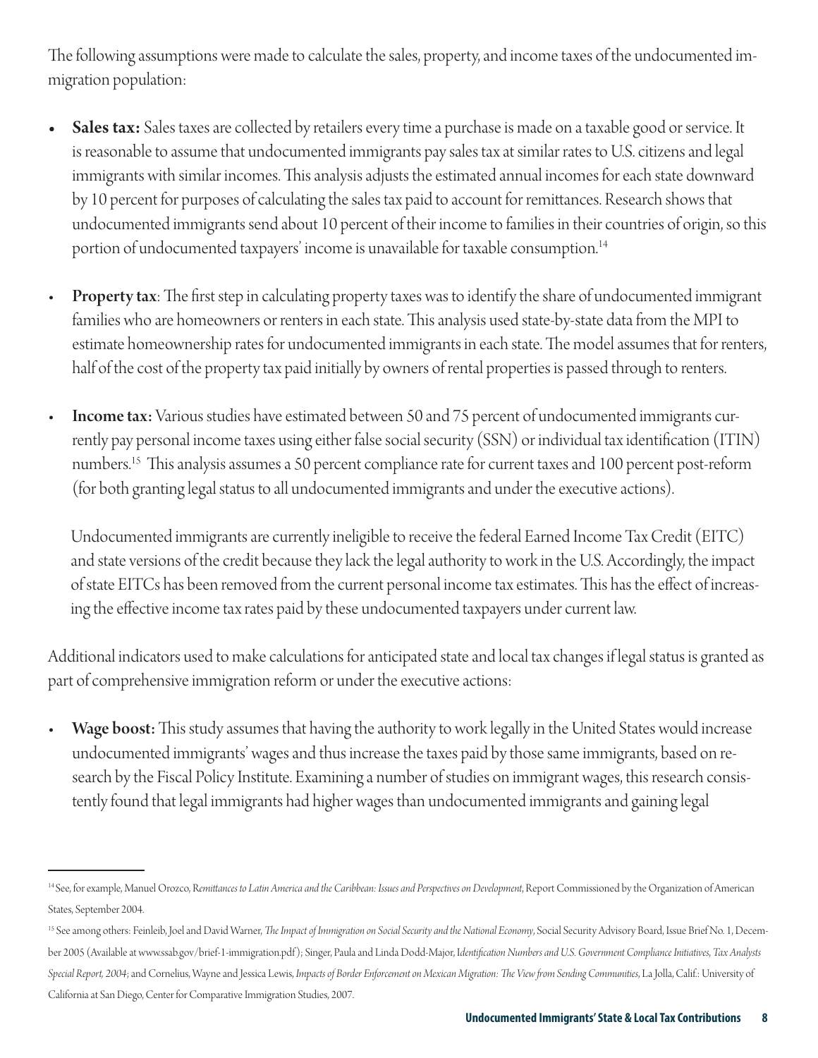The following assumptions were made to calculate the sales, property, and income taxes of the undocumented immigration population:

- **Sales tax:** Sales taxes are collected by retailers every time a purchase is made on a taxable good or service. It is reasonable to assume that undocumented immigrants pay sales tax at similar rates to U.S. citizens and legal immigrants with similar incomes. This analysis adjusts the estimated annual incomes for each state downward by 10 percent for purposes of calculating the sales tax paid to account for remittances. Research shows that undocumented immigrants send about 10 percent of their income to families in their countries of origin, so this portion of undocumented taxpayers' income is unavailable for taxable consumption.[14]

- **Property tax**: The first step in calculating property taxes was to identify the share of undocumented immigrant families who are homeowners or renters in each state. This analysis used state-by-state data from the MPI to estimate homeownership rates for undocumented immigrants in each state. The model assumes that for renters, half of the cost of the property tax paid initially by owners of rental properties is passed through to renters.

- **Income tax:** Various studies have estimated between 50 and 75 percent of undocumented immigrants currently pay personal income taxes using either false social security (SSN) or individual tax identification (ITIN) numbers.[15] This analysis assumes a 50 percent compliance rate for current taxes and 100 percent post-reform (for both granting legal status to all undocumented immigrants and under the executive actions).

  Undocumented immigrants are currently ineligible to receive the federal Earned Income Tax Credit (EITC) and state versions of the credit because they lack the legal authority to work in the U.S. Accordingly, the impact of state EITCs has been removed from the current personal income tax estimates. This has the effect of increasing the effective income tax rates paid by these undocumented taxpayers under current law.

Additional indicators used to make calculations for anticipated state and local tax changes if legal status is granted as part of comprehensive immigration reform or under the executive actions:

- **Wage boost:** This study assumes that having the authority to work legally in the United States would increase undocumented immigrants' wages and thus increase the taxes paid by those same immigrants, based on research by the Fiscal Policy Institute. Examining a number of studies on immigrant wages, this research consistently found that legal immigrants had higher wages than undocumented immigrants and gaining legal

---

[14] See, for example, Manuel Orozco, *Remittances to Latin America and the Caribbean: Issues and Perspectives on Development*, Report Commissioned by the Organization of American States, September 2004.

[15] See among others: Feinleib, Joel and David Warner, *The Impact of Immigration on Social Security and the National Economy*, Social Security Advisory Board, Issue Brief No. 1, December 2005 (Available at www.ssab.gov/brief-1-immigration.pdf); Singer, Paula and Linda Dodd-Major, *Identification Numbers and U.S. Government Compliance Initiatives, Tax Analysts Special Report, 2004*; and Cornelius, Wayne and Jessica Lewis, *Impacts of Border Enforcement on Mexican Migration: The View from Sending Communities*, La Jolla, Calif.: University of California at San Diego, Center for Comparative Immigration Studies, 2007.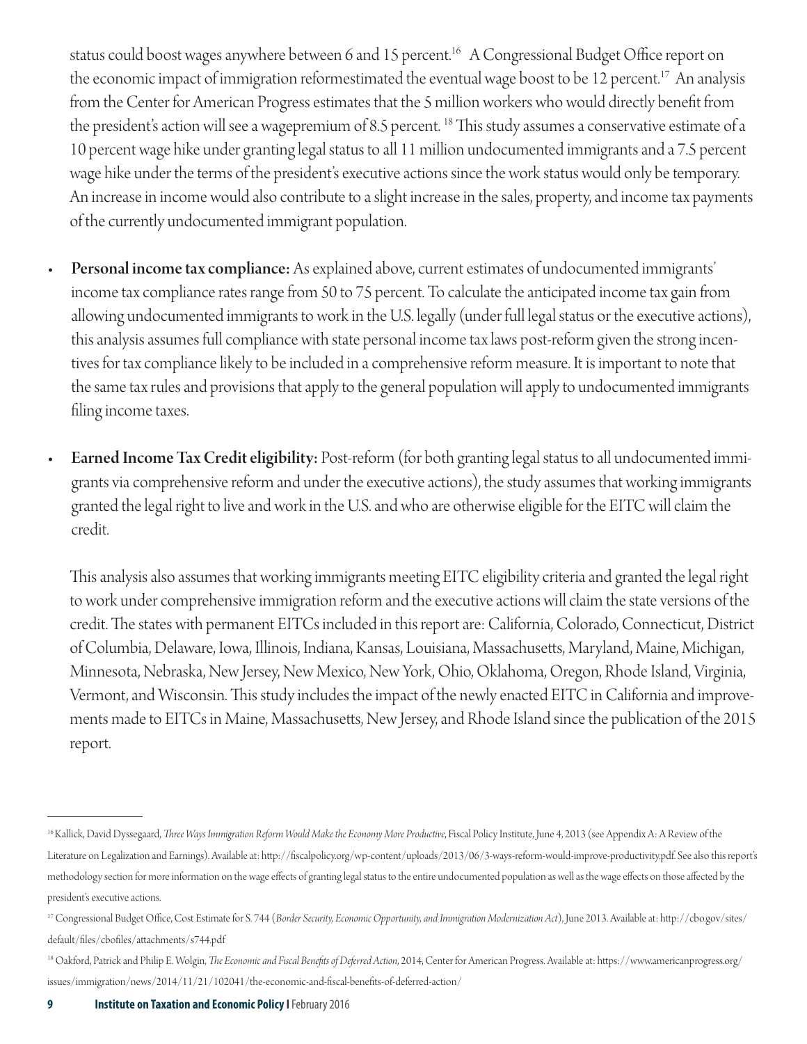status could boost wages anywhere between 6 and 15 percent.[16] A Congressional Budget Office report on the economic impact of immigration reformestimated the eventual wage boost to be 12 percent.[17] An analysis from the Center for American Progress estimates that the 5 million workers who would directly benefit from the president's action will see a wagepremium of 8.5 percent. [18] This study assumes a conservative estimate of a 10 percent wage hike under granting legal status to all 11 million undocumented immigrants and a 7.5 percent wage hike under the terms of the president's executive actions since the work status would only be temporary. An increase in income would also contribute to a slight increase in the sales, property, and income tax payments of the currently undocumented immigrant population.

- **Personal income tax compliance:** As explained above, current estimates of undocumented immigrants' income tax compliance rates range from 50 to 75 percent. To calculate the anticipated income tax gain from allowing undocumented immigrants to work in the U.S. legally (under full legal status or the executive actions), this analysis assumes full compliance with state personal income tax laws post-reform given the strong incentives for tax compliance likely to be included in a comprehensive reform measure. It is important to note that the same tax rules and provisions that apply to the general population will apply to undocumented immigrants filing income taxes.

- **Earned Income Tax Credit eligibility:** Post-reform (for both granting legal status to all undocumented immigrants via comprehensive reform and under the executive actions), the study assumes that working immigrants granted the legal right to live and work in the U.S. and who are otherwise eligible for the EITC will claim the credit.

  This analysis also assumes that working immigrants meeting EITC eligibility criteria and granted the legal right to work under comprehensive immigration reform and the executive actions will claim the state versions of the credit. The states with permanent EITCs included in this report are: California, Colorado, Connecticut, District of Columbia, Delaware, Iowa, Illinois, Indiana, Kansas, Louisiana, Massachusetts, Maryland, Maine, Michigan, Minnesota, Nebraska, New Jersey, New Mexico, New York, Ohio, Oklahoma, Oregon, Rhode Island, Virginia, Vermont, and Wisconsin. This study includes the impact of the newly enacted EITC in California and improvements made to EITCs in Maine, Massachusetts, New Jersey, and Rhode Island since the publication of the 2015 report.

---

[16] Kallick, David Dyssegaard, *Three Ways Immigration Reform Would Make the Economy More Productive*, Fiscal Policy Institute, June 4, 2013 (see Appendix A: A Review of the Literature on Legalization and Earnings). Available at: http://fiscalpolicy.org/wp-content/uploads/2013/06/3-ways-reform-would-improve-productivity.pdf. See also this report's methodology section for more information on the wage effects of granting legal status to the entire undocumented population as well as the wage effects on those affected by the president's executive actions.

[17] Congressional Budget Office, Cost Estimate for S. 744 (*Border Security, Economic Opportunity, and Immigration Modernization Act*), June 2013. Available at: http://cbo.gov/sites/default/files/cbofiles/attachments/s744.pdf

[18] Oakford, Patrick and Philip E. Wolgin, *The Economic and Fiscal Benefits of Deferred Action*, 2014, Center for American Progress. Available at: https://www.americanprogress.org/issues/immigration/news/2014/11/21/102041/the-economic-and-fiscal-benefits-of-deferred-action/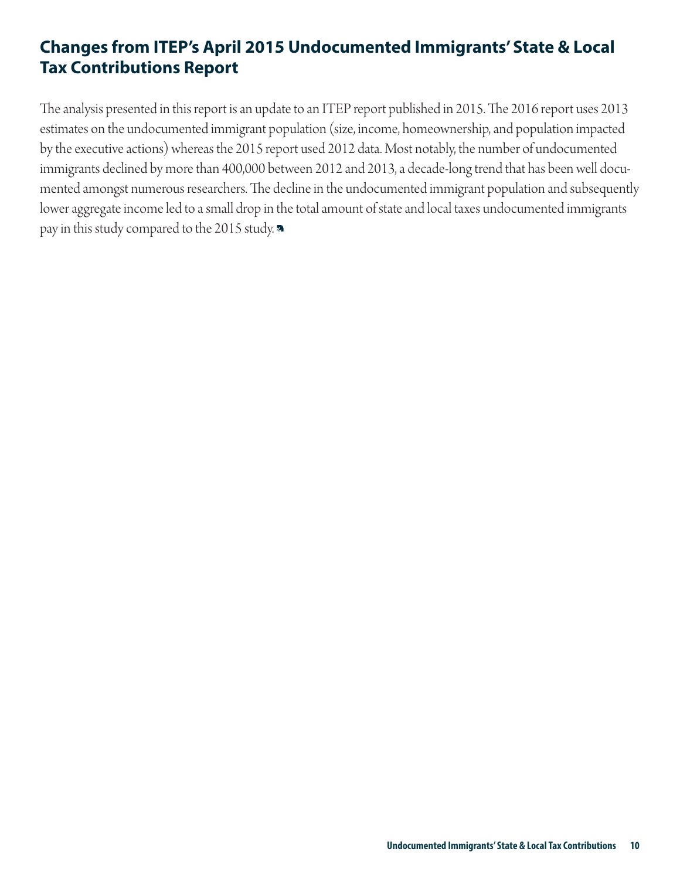## Changes from ITEP's April 2015 Undocumented Immigrants' State & Local Tax Contributions Report

The analysis presented in this report is an update to an ITEP report published in 2015. The 2016 report uses 2013 estimates on the undocumented immigrant population (size, income, homeownership, and population impacted by the executive actions) whereas the 2015 report used 2012 data. Most notably, the number of undocumented immigrants declined by more than 400,000 between 2012 and 2013, a decade-long trend that has been well documented amongst numerous researchers. The decline in the undocumented immigrant population and subsequently lower aggregate income led to a small drop in the total amount of state and local taxes undocumented immigrants pay in this study compared to the 2015 study.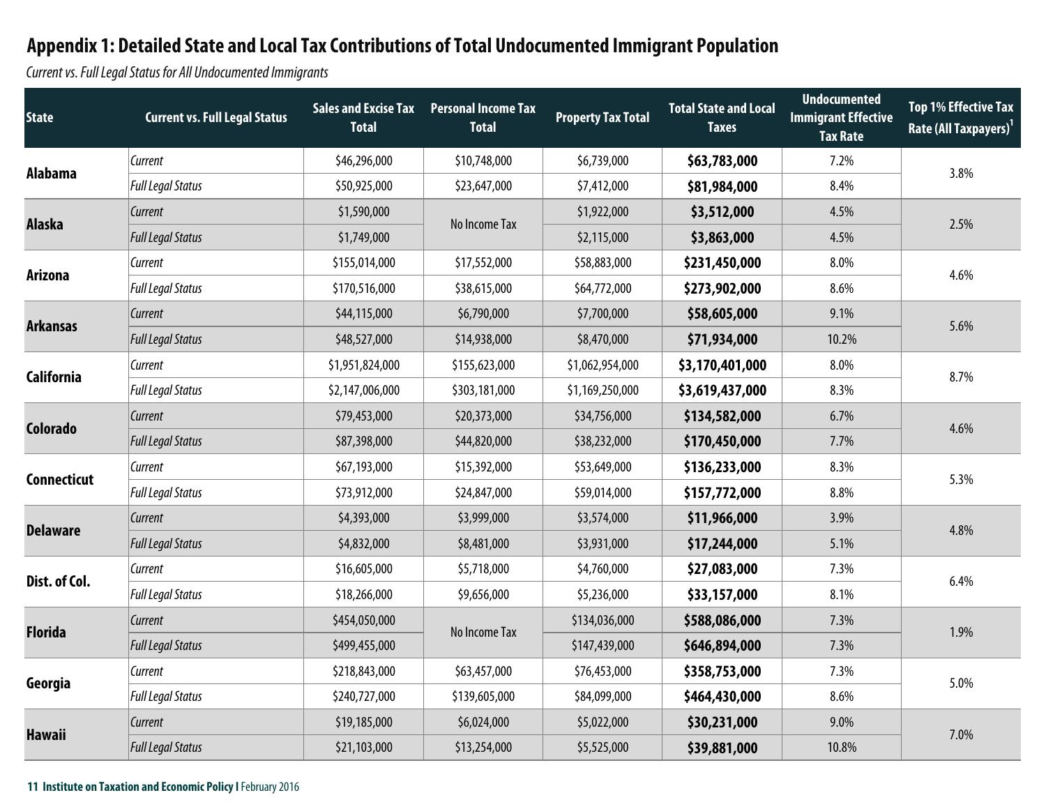## Appendix 1: Detailed State and Local Tax Contributions of Total Undocumented Immigrant Population

*Current vs. Full Legal Status for All Undocumented Immigrants*

| State | Current vs. Full Legal Status | Sales and Excise Tax Total | Personal Income Tax Total | Property Tax Total | Total State and Local Taxes | Undocumented Immigrant Effective Tax Rate | Top 1% Effective Tax Rate (All Taxpayers)[1] |
|---|---|---|---|---|---|---|---|
| **Alabama** | *Current* | $46,296,000 | $10,748,000 | $6,739,000 | **$63,783,000** | 7.2% | 3.8% |
| | *Full Legal Status* | $50,925,000 | $23,647,000 | $7,412,000 | **$81,984,000** | 8.4% | |
| **Alaska** | *Current* | $1,590,000 | No Income Tax | $1,922,000 | **$3,512,000** | 4.5% | 2.5% |
| | *Full Legal Status* | $1,749,000 | | $2,115,000 | **$3,863,000** | 4.5% | |
| **Arizona** | *Current* | $155,014,000 | $17,552,000 | $58,883,000 | **$231,450,000** | 8.0% | 4.6% |
| | *Full Legal Status* | $170,516,000 | $38,615,000 | $64,772,000 | **$273,902,000** | 8.6% | |
| **Arkansas** | *Current* | $44,115,000 | $6,790,000 | $7,700,000 | **$58,605,000** | 9.1% | 5.6% |
| | *Full Legal Status* | $48,527,000 | $14,938,000 | $8,470,000 | **$71,934,000** | 10.2% | |
| **California** | *Current* | $1,951,824,000 | $155,623,000 | $1,062,954,000 | **$3,170,401,000** | 8.0% | 8.7% |
| | *Full Legal Status* | $2,147,006,000 | $303,181,000 | $1,169,250,000 | **$3,619,437,000** | 8.3% | |
| **Colorado** | *Current* | $79,453,000 | $20,373,000 | $34,756,000 | **$134,582,000** | 6.7% | 4.6% |
| | *Full Legal Status* | $87,398,000 | $44,820,000 | $38,232,000 | **$170,450,000** | 7.7% | |
| **Connecticut** | *Current* | $67,193,000 | $15,392,000 | $53,649,000 | **$136,233,000** | 8.3% | 5.3% |
| | *Full Legal Status* | $73,912,000 | $24,847,000 | $59,014,000 | **$157,772,000** | 8.8% | |
| **Delaware** | *Current* | $4,393,000 | $3,999,000 | $3,574,000 | **$11,966,000** | 3.9% | 4.8% |
| | *Full Legal Status* | $4,832,000 | $8,481,000 | $3,931,000 | **$17,244,000** | 5.1% | |
| **Dist. of Col.** | *Current* | $16,605,000 | $5,718,000 | $4,760,000 | **$27,083,000** | 7.3% | 6.4% |
| | *Full Legal Status* | $18,266,000 | $9,656,000 | $5,236,000 | **$33,157,000** | 8.1% | |
| **Florida** | *Current* | $454,050,000 | No Income Tax | $134,036,000 | **$588,086,000** | 7.3% | 1.9% |
| | *Full Legal Status* | $499,455,000 | | $147,439,000 | **$646,894,000** | 7.3% | |
| **Georgia** | *Current* | $218,843,000 | $63,457,000 | $76,453,000 | **$358,753,000** | 7.3% | 5.0% |
| | *Full Legal Status* | $240,727,000 | $139,605,000 | $84,099,000 | **$464,430,000** | 8.6% | |
| **Hawaii** | *Current* | $19,185,000 | $6,024,000 | $5,022,000 | **$30,231,000** | 9.0% | 7.0% |
| | *Full Legal Status* | $21,103,000 | $13,254,000 | $5,525,000 | **$39,881,000** | 10.8% | |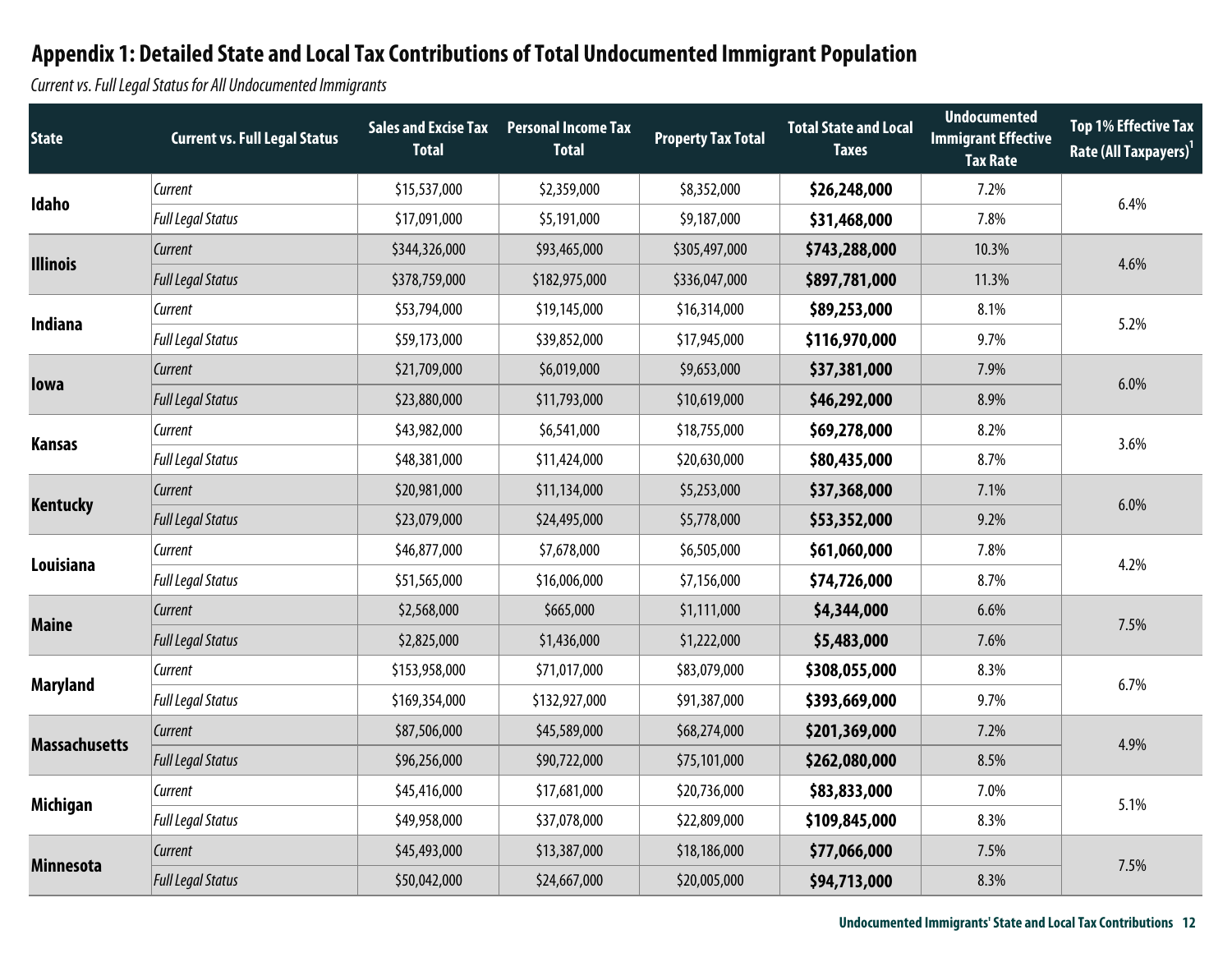## Appendix 1: Detailed State and Local Tax Contributions of Total Undocumented Immigrant Population

*Current vs. Full Legal Status for All Undocumented Immigrants*

| State | Current vs. Full Legal Status | Sales and Excise Tax Total | Personal Income Tax Total | Property Tax Total | Total State and Local Taxes | Undocumented Immigrant Effective Tax Rate | Top 1% Effective Tax Rate (All Taxpayers)[1] |
|---|---|---|---|---|---|---|---|
| **Idaho** | *Current* | $15,537,000 | $2,359,000 | $8,352,000 | **$26,248,000** | 7.2% | 6.4% |
| | *Full Legal Status* | $17,091,000 | $5,191,000 | $9,187,000 | **$31,468,000** | 7.8% | |
| **Illinois** | *Current* | $344,326,000 | $93,465,000 | $305,497,000 | **$743,288,000** | 10.3% | 4.6% |
| | *Full Legal Status* | $378,759,000 | $182,975,000 | $336,047,000 | **$897,781,000** | 11.3% | |
| **Indiana** | *Current* | $53,794,000 | $19,145,000 | $16,314,000 | **$89,253,000** | 8.1% | 5.2% |
| | *Full Legal Status* | $59,173,000 | $39,852,000 | $17,945,000 | **$116,970,000** | 9.7% | |
| **Iowa** | *Current* | $21,709,000 | $6,019,000 | $9,653,000 | **$37,381,000** | 7.9% | 6.0% |
| | *Full Legal Status* | $23,880,000 | $11,793,000 | $10,619,000 | **$46,292,000** | 8.9% | |
| **Kansas** | *Current* | $43,982,000 | $6,541,000 | $18,755,000 | **$69,278,000** | 8.2% | 3.6% |
| | *Full Legal Status* | $48,381,000 | $11,424,000 | $20,630,000 | **$80,435,000** | 8.7% | |
| **Kentucky** | *Current* | $20,981,000 | $11,134,000 | $5,253,000 | **$37,368,000** | 7.1% | 6.0% |
| | *Full Legal Status* | $23,079,000 | $24,495,000 | $5,778,000 | **$53,352,000** | 9.2% | |
| **Louisiana** | *Current* | $46,877,000 | $7,678,000 | $6,505,000 | **$61,060,000** | 7.8% | 4.2% |
| | *Full Legal Status* | $51,565,000 | $16,006,000 | $7,156,000 | **$74,726,000** | 8.7% | |
| **Maine** | *Current* | $2,568,000 | $665,000 | $1,111,000 | **$4,344,000** | 6.6% | 7.5% |
| | *Full Legal Status* | $2,825,000 | $1,436,000 | $1,222,000 | **$5,483,000** | 7.6% | |
| **Maryland** | *Current* | $153,958,000 | $71,017,000 | $83,079,000 | **$308,055,000** | 8.3% | 6.7% |
| | *Full Legal Status* | $169,354,000 | $132,927,000 | $91,387,000 | **$393,669,000** | 9.7% | |
| **Massachusetts** | *Current* | $87,506,000 | $45,589,000 | $68,274,000 | **$201,369,000** | 7.2% | 4.9% |
| | *Full Legal Status* | $96,256,000 | $90,722,000 | $75,101,000 | **$262,080,000** | 8.5% | |
| **Michigan** | *Current* | $45,416,000 | $17,681,000 | $20,736,000 | **$83,833,000** | 7.0% | 5.1% |
| | *Full Legal Status* | $49,958,000 | $37,078,000 | $22,809,000 | **$109,845,000** | 8.3% | |
| **Minnesota** | *Current* | $45,493,000 | $13,387,000 | $18,186,000 | **$77,066,000** | 7.5% | 7.5% |
| | *Full Legal Status* | $50,042,000 | $24,667,000 | $20,005,000 | **$94,713,000** | 8.3% | |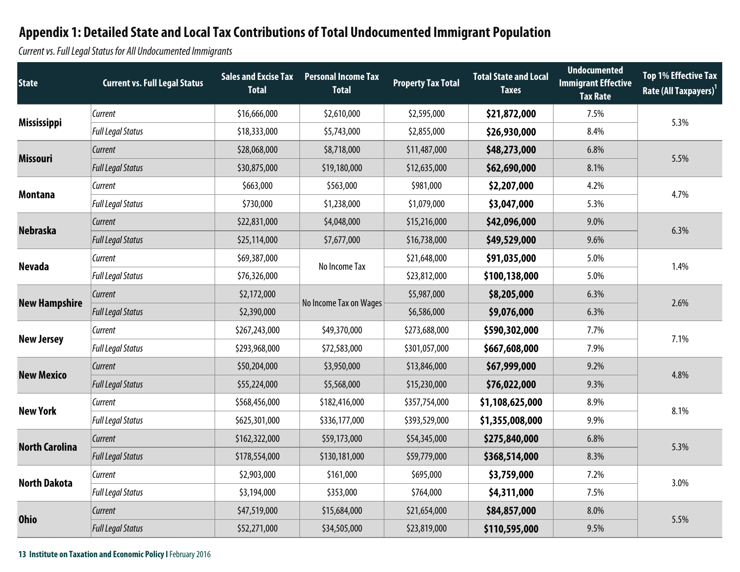## Appendix 1: Detailed State and Local Tax Contributions of Total Undocumented Immigrant Population

*Current vs. Full Legal Status for All Undocumented Immigrants*

| State | Current vs. Full Legal Status | Sales and Excise Tax Total | Personal Income Tax Total | Property Tax Total | Total State and Local Taxes | Undocumented Immigrant Effective Tax Rate | Top 1% Effective Tax Rate (All Taxpayers)[1] |
|---|---|---|---|---|---|---|---|
| **Mississippi** | *Current* | $16,666,000 | $2,610,000 | $2,595,000 | **$21,872,000** | 7.5% | 5.3% |
| | *Full Legal Status* | $18,333,000 | $5,743,000 | $2,855,000 | **$26,930,000** | 8.4% | |
| **Missouri** | *Current* | $28,068,000 | $8,718,000 | $11,487,000 | **$48,273,000** | 6.8% | 5.5% |
| | *Full Legal Status* | $30,875,000 | $19,180,000 | $12,635,000 | **$62,690,000** | 8.1% | |
| **Montana** | *Current* | $663,000 | $563,000 | $981,000 | **$2,207,000** | 4.2% | 4.7% |
| | *Full Legal Status* | $730,000 | $1,238,000 | $1,079,000 | **$3,047,000** | 5.3% | |
| **Nebraska** | *Current* | $22,831,000 | $4,048,000 | $15,216,000 | **$42,096,000** | 9.0% | 6.3% |
| | *Full Legal Status* | $25,114,000 | $7,677,000 | $16,738,000 | **$49,529,000** | 9.6% | |
| **Nevada** | *Current* | $69,387,000 | No Income Tax | $21,648,000 | **$91,035,000** | 5.0% | 1.4% |
| | *Full Legal Status* | $76,326,000 | | $23,812,000 | **$100,138,000** | 5.0% | |
| **New Hampshire** | *Current* | $2,172,000 | No Income Tax on Wages | $5,987,000 | **$8,205,000** | 6.3% | 2.6% |
| | *Full Legal Status* | $2,390,000 | | $6,586,000 | **$9,076,000** | 6.3% | |
| **New Jersey** | *Current* | $267,243,000 | $49,370,000 | $273,688,000 | **$590,302,000** | 7.7% | 7.1% |
| | *Full Legal Status* | $293,968,000 | $72,583,000 | $301,057,000 | **$667,608,000** | 7.9% | |
| **New Mexico** | *Current* | $50,204,000 | $3,950,000 | $13,846,000 | **$67,999,000** | 9.2% | 4.8% |
| | *Full Legal Status* | $55,224,000 | $5,568,000 | $15,230,000 | **$76,022,000** | 9.3% | |
| **New York** | *Current* | $568,456,000 | $182,416,000 | $357,754,000 | **$1,108,625,000** | 8.9% | 8.1% |
| | *Full Legal Status* | $625,301,000 | $336,177,000 | $393,529,000 | **$1,355,008,000** | 9.9% | |
| **North Carolina** | *Current* | $162,322,000 | $59,173,000 | $54,345,000 | **$275,840,000** | 6.8% | 5.3% |
| | *Full Legal Status* | $178,554,000 | $130,181,000 | $59,779,000 | **$368,514,000** | 8.3% | |
| **North Dakota** | *Current* | $2,903,000 | $161,000 | $695,000 | **$3,759,000** | 7.2% | 3.0% |
| | *Full Legal Status* | $3,194,000 | $353,000 | $764,000 | **$4,311,000** | 7.5% | |
| **Ohio** | *Current* | $47,519,000 | $15,684,000 | $21,654,000 | **$84,857,000** | 8.0% | 5.5% |
| | *Full Legal Status* | $52,271,000 | $34,505,000 | $23,819,000 | **$110,595,000** | 9.5% | |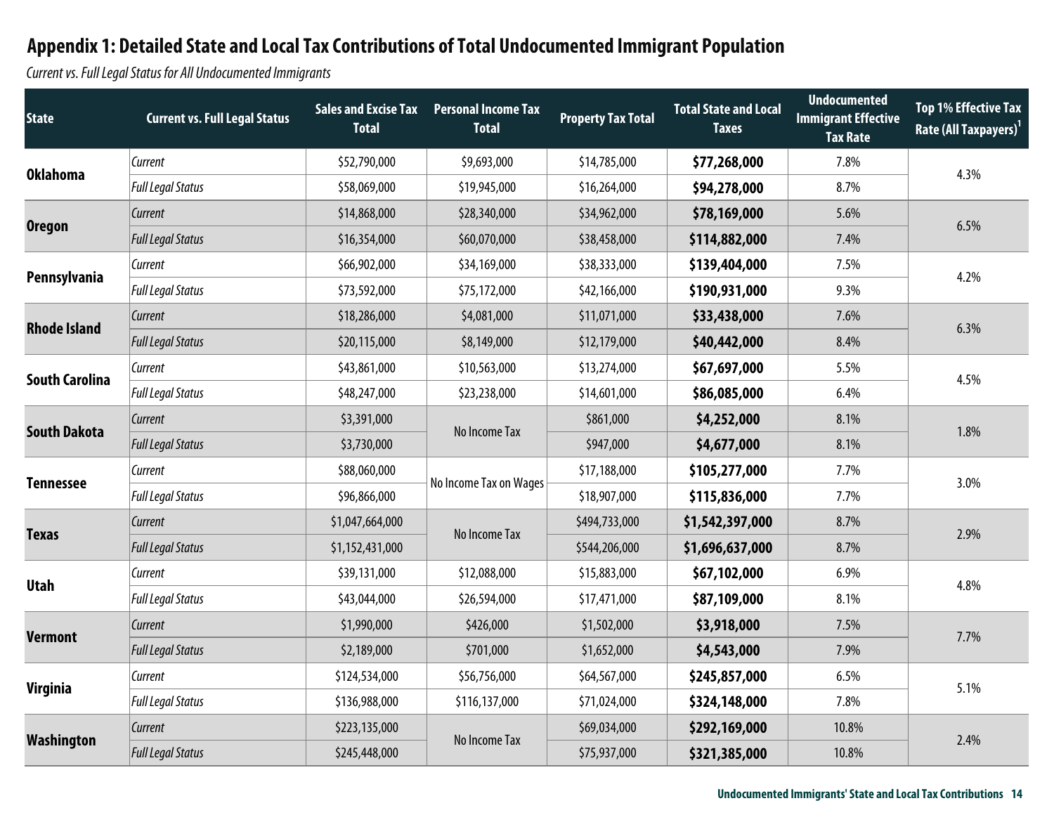## Appendix 1: Detailed State and Local Tax Contributions of Total Undocumented Immigrant Population

*Current vs. Full Legal Status for All Undocumented Immigrants*

| State | Current vs. Full Legal Status | Sales and Excise Tax Total | Personal Income Tax Total | Property Tax Total | Total State and Local Taxes | Undocumented Immigrant Effective Tax Rate | Top 1% Effective Tax Rate (All Taxpayers)[1] |
|---|---|---|---|---|---|---|---|
| **Oklahoma** | *Current* | $52,790,000 | $9,693,000 | $14,785,000 | **$77,268,000** | 7.8% | 4.3% |
| | *Full Legal Status* | $58,069,000 | $19,945,000 | $16,264,000 | **$94,278,000** | 8.7% | |
| **Oregon** | *Current* | $14,868,000 | $28,340,000 | $34,962,000 | **$78,169,000** | 5.6% | 6.5% |
| | *Full Legal Status* | $16,354,000 | $60,070,000 | $38,458,000 | **$114,882,000** | 7.4% | |
| **Pennsylvania** | *Current* | $66,902,000 | $34,169,000 | $38,333,000 | **$139,404,000** | 7.5% | 4.2% |
| | *Full Legal Status* | $73,592,000 | $75,172,000 | $42,166,000 | **$190,931,000** | 9.3% | |
| **Rhode Island** | *Current* | $18,286,000 | $4,081,000 | $11,071,000 | **$33,438,000** | 7.6% | 6.3% |
| | *Full Legal Status* | $20,115,000 | $8,149,000 | $12,179,000 | **$40,442,000** | 8.4% | |
| **South Carolina** | *Current* | $43,861,000 | $10,563,000 | $13,274,000 | **$67,697,000** | 5.5% | 4.5% |
| | *Full Legal Status* | $48,247,000 | $23,238,000 | $14,601,000 | **$86,085,000** | 6.4% | |
| **South Dakota** | *Current* | $3,391,000 | No Income Tax | $861,000 | **$4,252,000** | 8.1% | 1.8% |
| | *Full Legal Status* | $3,730,000 | | $947,000 | **$4,677,000** | 8.1% | |
| **Tennessee** | *Current* | $88,060,000 | No Income Tax on Wages | $17,188,000 | **$105,277,000** | 7.7% | 3.0% |
| | *Full Legal Status* | $96,866,000 | | $18,907,000 | **$115,836,000** | 7.7% | |
| **Texas** | *Current* | $1,047,664,000 | No Income Tax | $494,733,000 | **$1,542,397,000** | 8.7% | 2.9% |
| | *Full Legal Status* | $1,152,431,000 | | $544,206,000 | **$1,696,637,000** | 8.7% | |
| **Utah** | *Current* | $39,131,000 | $12,088,000 | $15,883,000 | **$67,102,000** | 6.9% | 4.8% |
| | *Full Legal Status* | $43,044,000 | $26,594,000 | $17,471,000 | **$87,109,000** | 8.1% | |
| **Vermont** | *Current* | $1,990,000 | $426,000 | $1,502,000 | **$3,918,000** | 7.5% | 7.7% |
| | *Full Legal Status* | $2,189,000 | $701,000 | $1,652,000 | **$4,543,000** | 7.9% | |
| **Virginia** | *Current* | $124,534,000 | $56,756,000 | $64,567,000 | **$245,857,000** | 6.5% | 5.1% |
| | *Full Legal Status* | $136,988,000 | $116,137,000 | $71,024,000 | **$324,148,000** | 7.8% | |
| **Washington** | *Current* | $223,135,000 | No Income Tax | $69,034,000 | **$292,169,000** | 10.8% | 2.4% |
| | *Full Legal Status* | $245,448,000 | | $75,937,000 | **$321,385,000** | 10.8% | |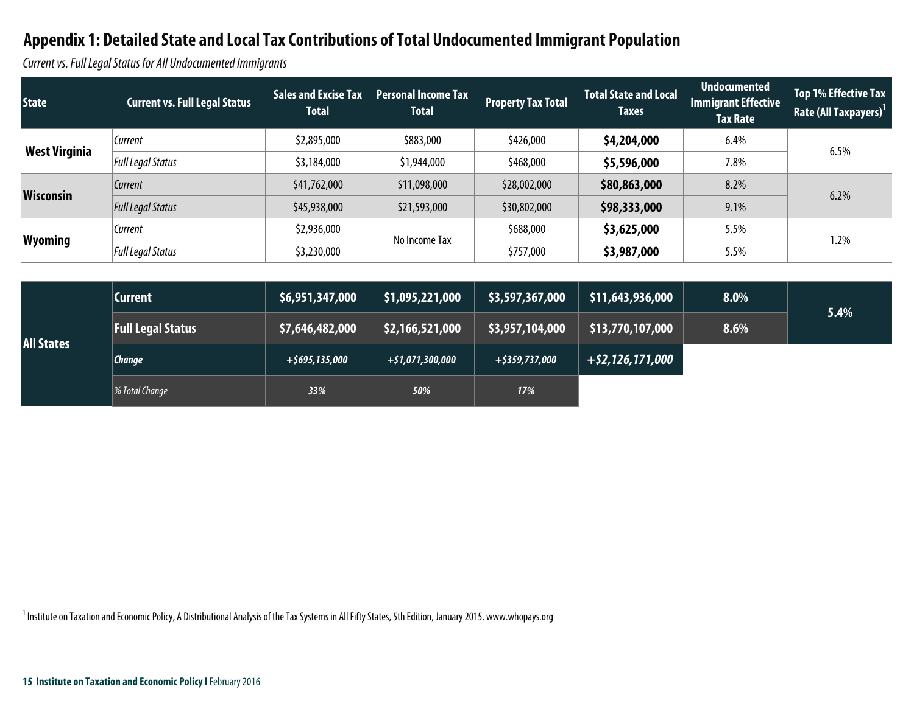## Appendix 1: Detailed State and Local Tax Contributions of Total Undocumented Immigrant Population

*Current vs. Full Legal Status for All Undocumented Immigrants*

| State | Current vs. Full Legal Status | Sales and Excise Tax Total | Personal Income Tax Total | Property Tax Total | Total State and Local Taxes | Undocumented Immigrant Effective Tax Rate | Top 1% Effective Tax Rate (All Taxpayers)[1] |
|---|---|---|---|---|---|---|---|
| **West Virginia** | *Current* | $2,895,000 | $883,000 | $426,000 | **$4,204,000** | 6.4% | 6.5% |
| | *Full Legal Status* | $3,184,000 | $1,944,000 | $468,000 | **$5,596,000** | 7.8% | |
| **Wisconsin** | *Current* | $41,762,000 | $11,098,000 | $28,002,000 | **$80,863,000** | 8.2% | 6.2% |
| | *Full Legal Status* | $45,938,000 | $21,593,000 | $30,802,000 | **$98,333,000** | 9.1% | |
| **Wyoming** | *Current* | $2,936,000 | No Income Tax | $688,000 | **$3,625,000** | 5.5% | 1.2% |
| | *Full Legal Status* | $3,230,000 | | $757,000 | **$3,987,000** | 5.5% | |
| **All States** | **Current** | **$6,951,347,000** | **$1,095,221,000** | **$3,597,367,000** | **$11,643,936,000** | **8.0%** | **5.4%** |
| | **Full Legal Status** | **$7,646,482,000** | **$2,166,521,000** | **$3,957,104,000** | **$13,770,107,000** | **8.6%** | |
| | ***Change*** | ***+$695,135,000*** | ***+$1,071,300,000*** | ***+$359,737,000*** | ***+$2,126,171,000*** | | |
| | *% Total Change* | ***33%*** | ***50%*** | ***17%*** | | | |

[1] Institute on Taxation and Economic Policy, A Distributional Analysis of the Tax Systems in All Fifty States, 5th Edition, January 2015. www.whopays.org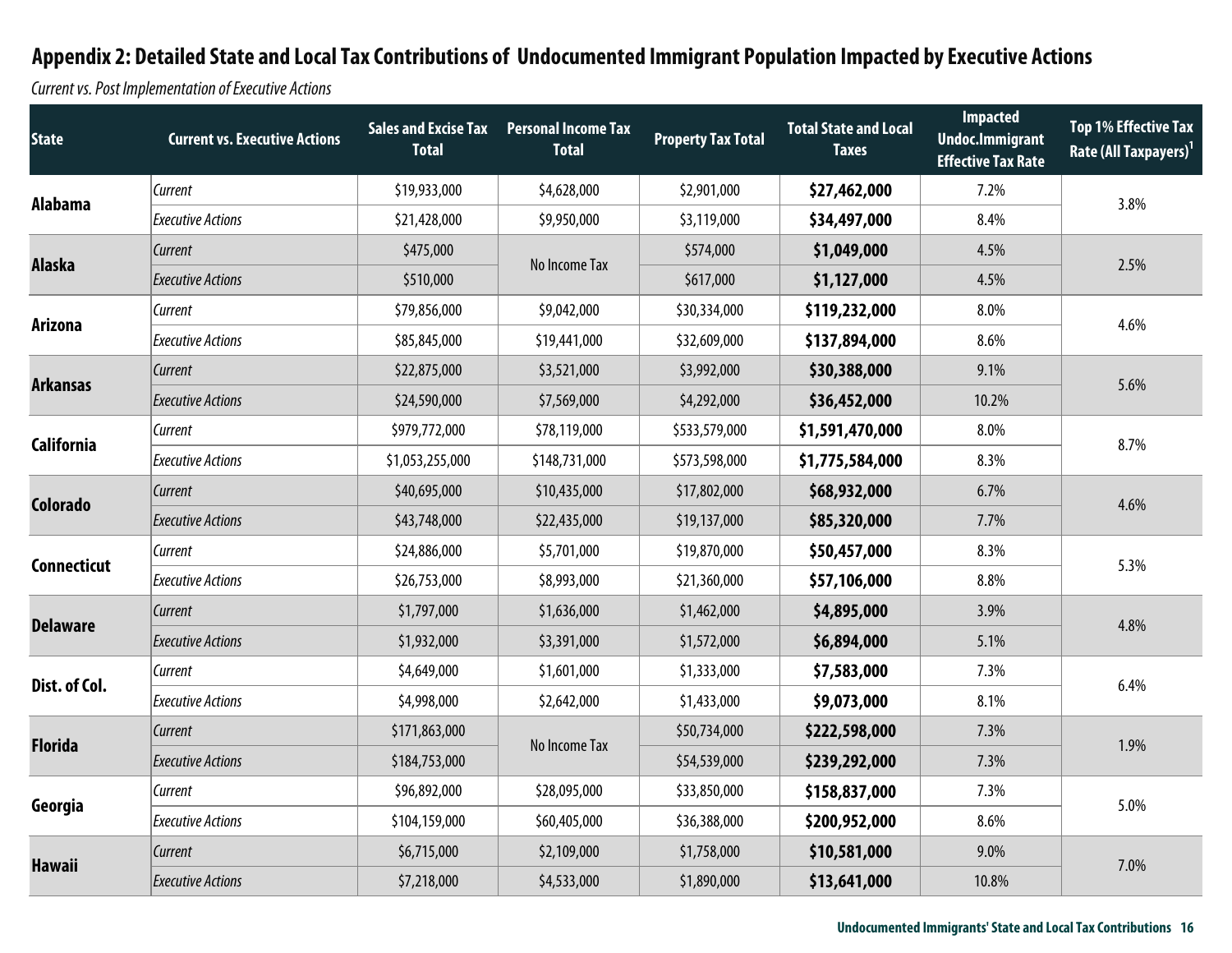## Appendix 2: Detailed State and Local Tax Contributions of Undocumented Immigrant Population Impacted by Executive Actions

*Current vs. Post Implementation of Executive Actions*

| State | Current vs. Executive Actions | Sales and Excise Tax Total | Personal Income Tax Total | Property Tax Total | Total State and Local Taxes | Impacted Undoc.Immigrant Effective Tax Rate | Top 1% Effective Tax Rate (All Taxpayers)[1] |
|---|---|---|---|---|---|---|---|
| **Alabama** | *Current* | $19,933,000 | $4,628,000 | $2,901,000 | **$27,462,000** | 7.2% | 3.8% |
| | *Executive Actions* | $21,428,000 | $9,950,000 | $3,119,000 | **$34,497,000** | 8.4% | |
| **Alaska** | *Current* | $475,000 | No Income Tax | $574,000 | **$1,049,000** | 4.5% | 2.5% |
| | *Executive Actions* | $510,000 | | $617,000 | **$1,127,000** | 4.5% | |
| **Arizona** | *Current* | $79,856,000 | $9,042,000 | $30,334,000 | **$119,232,000** | 8.0% | 4.6% |
| | *Executive Actions* | $85,845,000 | $19,441,000 | $32,609,000 | **$137,894,000** | 8.6% | |
| **Arkansas** | *Current* | $22,875,000 | $3,521,000 | $3,992,000 | **$30,388,000** | 9.1% | 5.6% |
| | *Executive Actions* | $24,590,000 | $7,569,000 | $4,292,000 | **$36,452,000** | 10.2% | |
| **California** | *Current* | $979,772,000 | $78,119,000 | $533,579,000 | **$1,591,470,000** | 8.0% | 8.7% |
| | *Executive Actions* | $1,053,255,000 | $148,731,000 | $573,598,000 | **$1,775,584,000** | 8.3% | |
| **Colorado** | *Current* | $40,695,000 | $10,435,000 | $17,802,000 | **$68,932,000** | 6.7% | 4.6% |
| | *Executive Actions* | $43,748,000 | $22,435,000 | $19,137,000 | **$85,320,000** | 7.7% | |
| **Connecticut** | *Current* | $24,886,000 | $5,701,000 | $19,870,000 | **$50,457,000** | 8.3% | 5.3% |
| | *Executive Actions* | $26,753,000 | $8,993,000 | $21,360,000 | **$57,106,000** | 8.8% | |
| **Delaware** | *Current* | $1,797,000 | $1,636,000 | $1,462,000 | **$4,895,000** | 3.9% | 4.8% |
| | *Executive Actions* | $1,932,000 | $3,391,000 | $1,572,000 | **$6,894,000** | 5.1% | |
| **Dist. of Col.** | *Current* | $4,649,000 | $1,601,000 | $1,333,000 | **$7,583,000** | 7.3% | 6.4% |
| | *Executive Actions* | $4,998,000 | $2,642,000 | $1,433,000 | **$9,073,000** | 8.1% | |
| **Florida** | *Current* | $171,863,000 | No Income Tax | $50,734,000 | **$222,598,000** | 7.3% | 1.9% |
| | *Executive Actions* | $184,753,000 | | $54,539,000 | **$239,292,000** | 7.3% | |
| **Georgia** | *Current* | $96,892,000 | $28,095,000 | $33,850,000 | **$158,837,000** | 7.3% | 5.0% |
| | *Executive Actions* | $104,159,000 | $60,405,000 | $36,388,000 | **$200,952,000** | 8.6% | |
| **Hawaii** | *Current* | $6,715,000 | $2,109,000 | $1,758,000 | **$10,581,000** | 9.0% | 7.0% |
| | *Executive Actions* | $7,218,000 | $4,533,000 | $1,890,000 | **$13,641,000** | 10.8% | |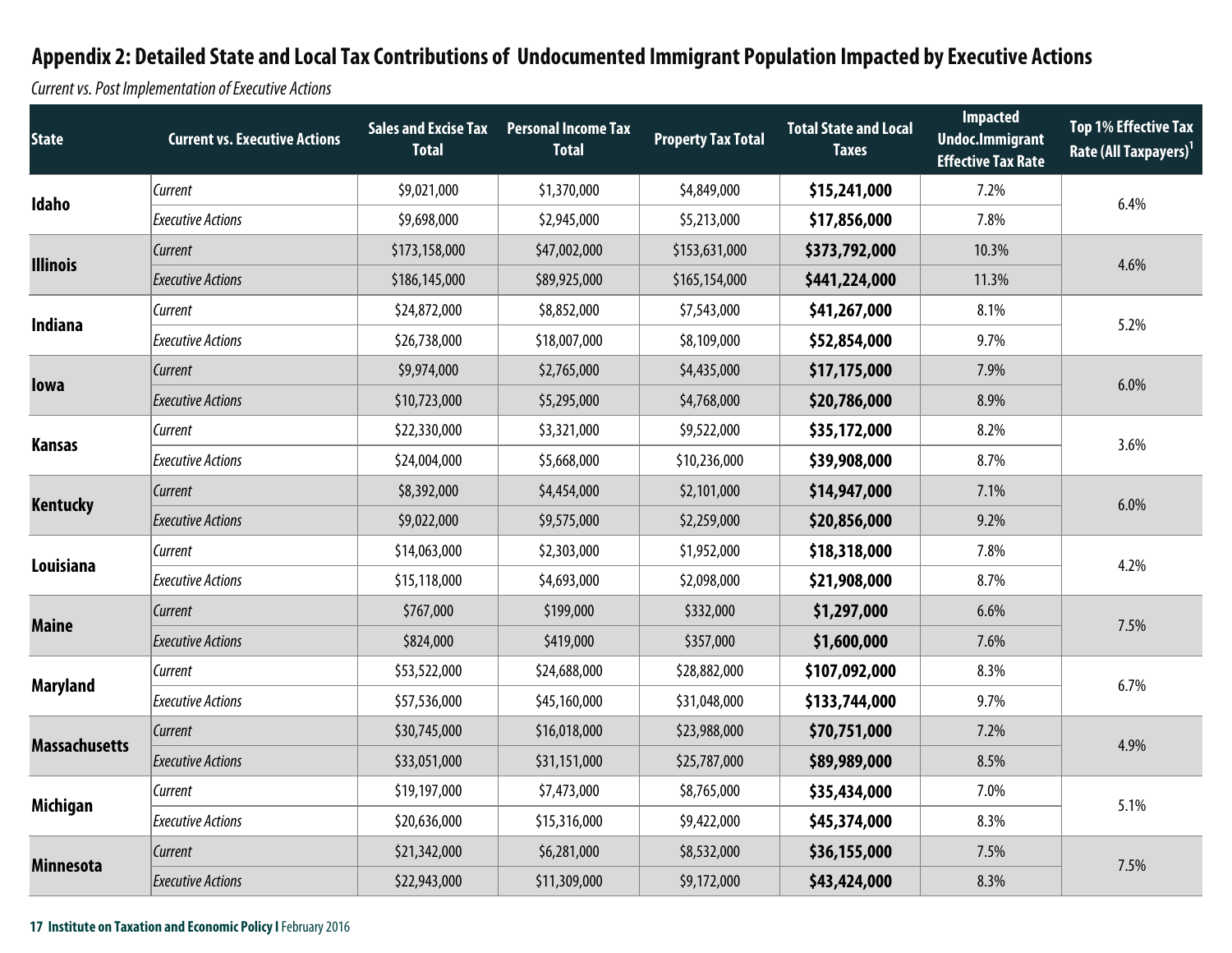## Appendix 2: Detailed State and Local Tax Contributions of Undocumented Immigrant Population Impacted by Executive Actions

*Current vs. Post Implementation of Executive Actions*

| State | Current vs. Executive Actions | Sales and Excise Tax Total | Personal Income Tax Total | Property Tax Total | Total State and Local Taxes | Impacted Undoc.Immigrant Effective Tax Rate | Top 1% Effective Tax Rate (All Taxpayers)[1] |
|---|---|---|---|---|---|---|---|
| **Idaho** | *Current* | $9,021,000 | $1,370,000 | $4,849,000 | **$15,241,000** | 7.2% | 6.4% |
| | *Executive Actions* | $9,698,000 | $2,945,000 | $5,213,000 | **$17,856,000** | 7.8% | |
| **Illinois** | *Current* | $173,158,000 | $47,002,000 | $153,631,000 | **$373,792,000** | 10.3% | 4.6% |
| | *Executive Actions* | $186,145,000 | $89,925,000 | $165,154,000 | **$441,224,000** | 11.3% | |
| **Indiana** | *Current* | $24,872,000 | $8,852,000 | $7,543,000 | **$41,267,000** | 8.1% | 5.2% |
| | *Executive Actions* | $26,738,000 | $18,007,000 | $8,109,000 | **$52,854,000** | 9.7% | |
| **Iowa** | *Current* | $9,974,000 | $2,765,000 | $4,435,000 | **$17,175,000** | 7.9% | 6.0% |
| | *Executive Actions* | $10,723,000 | $5,295,000 | $4,768,000 | **$20,786,000** | 8.9% | |
| **Kansas** | *Current* | $22,330,000 | $3,321,000 | $9,522,000 | **$35,172,000** | 8.2% | 3.6% |
| | *Executive Actions* | $24,004,000 | $5,668,000 | $10,236,000 | **$39,908,000** | 8.7% | |
| **Kentucky** | *Current* | $8,392,000 | $4,454,000 | $2,101,000 | **$14,947,000** | 7.1% | 6.0% |
| | *Executive Actions* | $9,022,000 | $9,575,000 | $2,259,000 | **$20,856,000** | 9.2% | |
| **Louisiana** | *Current* | $14,063,000 | $2,303,000 | $1,952,000 | **$18,318,000** | 7.8% | 4.2% |
| | *Executive Actions* | $15,118,000 | $4,693,000 | $2,098,000 | **$21,908,000** | 8.7% | |
| **Maine** | *Current* | $767,000 | $199,000 | $332,000 | **$1,297,000** | 6.6% | 7.5% |
| | *Executive Actions* | $824,000 | $419,000 | $357,000 | **$1,600,000** | 7.6% | |
| **Maryland** | *Current* | $53,522,000 | $24,688,000 | $28,882,000 | **$107,092,000** | 8.3% | 6.7% |
| | *Executive Actions* | $57,536,000 | $45,160,000 | $31,048,000 | **$133,744,000** | 9.7% | |
| **Massachusetts** | *Current* | $30,745,000 | $16,018,000 | $23,988,000 | **$70,751,000** | 7.2% | 4.9% |
| | *Executive Actions* | $33,051,000 | $31,151,000 | $25,787,000 | **$89,989,000** | 8.5% | |
| **Michigan** | *Current* | $19,197,000 | $7,473,000 | $8,765,000 | **$35,434,000** | 7.0% | 5.1% |
| | *Executive Actions* | $20,636,000 | $15,316,000 | $9,422,000 | **$45,374,000** | 8.3% | |
| **Minnesota** | *Current* | $21,342,000 | $6,281,000 | $8,532,000 | **$36,155,000** | 7.5% | 7.5% |
| | *Executive Actions* | $22,943,000 | $11,309,000 | $9,172,000 | **$43,424,000** | 8.3% | |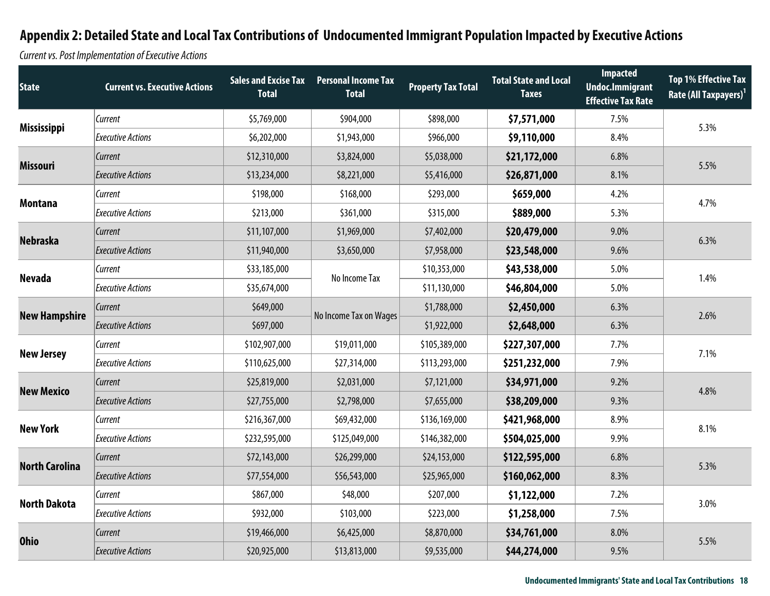## Appendix 2: Detailed State and Local Tax Contributions of Undocumented Immigrant Population Impacted by Executive Actions

*Current vs. Post Implementation of Executive Actions*

| State | Current vs. Executive Actions | Sales and Excise Tax Total | Personal Income Tax Total | Property Tax Total | Total State and Local Taxes | Impacted Undoc.Immigrant Effective Tax Rate | Top 1% Effective Tax Rate (All Taxpayers)[1] |
|---|---|---|---|---|---|---|---|
| **Mississippi** | *Current* | $5,769,000 | $904,000 | $898,000 | **$7,571,000** | 7.5% | 5.3% |
| | *Executive Actions* | $6,202,000 | $1,943,000 | $966,000 | **$9,110,000** | 8.4% | |
| **Missouri** | *Current* | $12,310,000 | $3,824,000 | $5,038,000 | **$21,172,000** | 6.8% | 5.5% |
| | *Executive Actions* | $13,234,000 | $8,221,000 | $5,416,000 | **$26,871,000** | 8.1% | |
| **Montana** | *Current* | $198,000 | $168,000 | $293,000 | **$659,000** | 4.2% | 4.7% |
| | *Executive Actions* | $213,000 | $361,000 | $315,000 | **$889,000** | 5.3% | |
| **Nebraska** | *Current* | $11,107,000 | $1,969,000 | $7,402,000 | **$20,479,000** | 9.0% | 6.3% |
| | *Executive Actions* | $11,940,000 | $3,650,000 | $7,958,000 | **$23,548,000** | 9.6% | |
| **Nevada** | *Current* | $33,185,000 | No Income Tax | $10,353,000 | **$43,538,000** | 5.0% | 1.4% |
| | *Executive Actions* | $35,674,000 | | $11,130,000 | **$46,804,000** | 5.0% | |
| **New Hampshire** | *Current* | $649,000 | No Income Tax on Wages | $1,788,000 | **$2,450,000** | 6.3% | 2.6% |
| | *Executive Actions* | $697,000 | | $1,922,000 | **$2,648,000** | 6.3% | |
| **New Jersey** | *Current* | $102,907,000 | $19,011,000 | $105,389,000 | **$227,307,000** | 7.7% | 7.1% |
| | *Executive Actions* | $110,625,000 | $27,314,000 | $113,293,000 | **$251,232,000** | 7.9% | |
| **New Mexico** | *Current* | $25,819,000 | $2,031,000 | $7,121,000 | **$34,971,000** | 9.2% | 4.8% |
| | *Executive Actions* | $27,755,000 | $2,798,000 | $7,655,000 | **$38,209,000** | 9.3% | |
| **New York** | *Current* | $216,367,000 | $69,432,000 | $136,169,000 | **$421,968,000** | 8.9% | 8.1% |
| | *Executive Actions* | $232,595,000 | $125,049,000 | $146,382,000 | **$504,025,000** | 9.9% | |
| **North Carolina** | *Current* | $72,143,000 | $26,299,000 | $24,153,000 | **$122,595,000** | 6.8% | 5.3% |
| | *Executive Actions* | $77,554,000 | $56,543,000 | $25,965,000 | **$160,062,000** | 8.3% | |
| **North Dakota** | *Current* | $867,000 | $48,000 | $207,000 | **$1,122,000** | 7.2% | 3.0% |
| | *Executive Actions* | $932,000 | $103,000 | $223,000 | **$1,258,000** | 7.5% | |
| **Ohio** | *Current* | $19,466,000 | $6,425,000 | $8,870,000 | **$34,761,000** | 8.0% | 5.5% |
| | *Executive Actions* | $20,925,000 | $13,813,000 | $9,535,000 | **$44,274,000** | 9.5% | |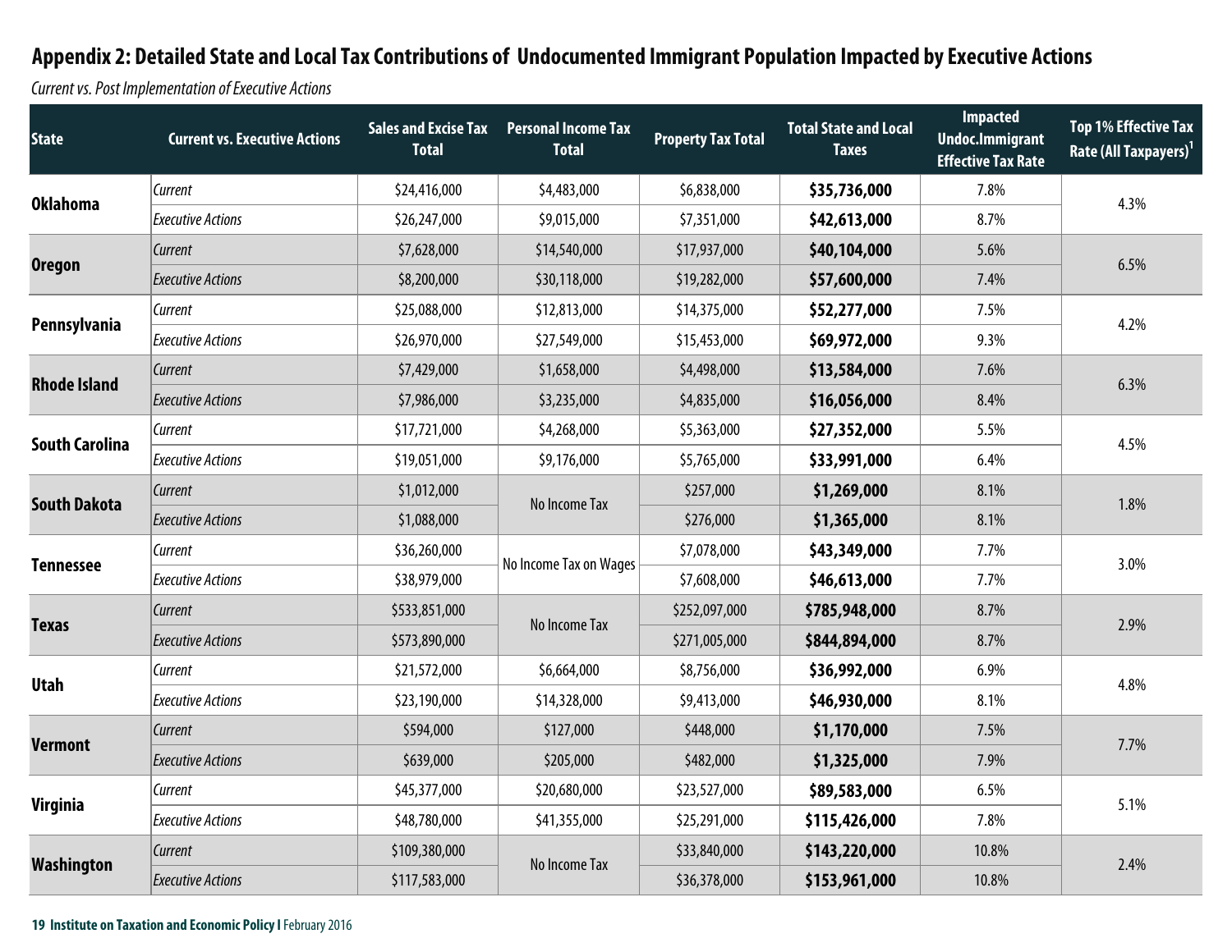## Appendix 2: Detailed State and Local Tax Contributions of Undocumented Immigrant Population Impacted by Executive Actions

*Current vs. Post Implementation of Executive Actions*

| State | Current vs. Executive Actions | Sales and Excise Tax Total | Personal Income Tax Total | Property Tax Total | Total State and Local Taxes | Impacted Undoc.Immigrant Effective Tax Rate | Top 1% Effective Tax Rate (All Taxpayers)[1] |
|---|---|---|---|---|---|---|---|
| **Oklahoma** | *Current* | $24,416,000 | $4,483,000 | $6,838,000 | **$35,736,000** | 7.8% | 4.3% |
| | *Executive Actions* | $26,247,000 | $9,015,000 | $7,351,000 | **$42,613,000** | 8.7% | |
| **Oregon** | *Current* | $7,628,000 | $14,540,000 | $17,937,000 | **$40,104,000** | 5.6% | 6.5% |
| | *Executive Actions* | $8,200,000 | $30,118,000 | $19,282,000 | **$57,600,000** | 7.4% | |
| **Pennsylvania** | *Current* | $25,088,000 | $12,813,000 | $14,375,000 | **$52,277,000** | 7.5% | 4.2% |
| | *Executive Actions* | $26,970,000 | $27,549,000 | $15,453,000 | **$69,972,000** | 9.3% | |
| **Rhode Island** | *Current* | $7,429,000 | $1,658,000 | $4,498,000 | **$13,584,000** | 7.6% | 6.3% |
| | *Executive Actions* | $7,986,000 | $3,235,000 | $4,835,000 | **$16,056,000** | 8.4% | |
| **South Carolina** | *Current* | $17,721,000 | $4,268,000 | $5,363,000 | **$27,352,000** | 5.5% | 4.5% |
| | *Executive Actions* | $19,051,000 | $9,176,000 | $5,765,000 | **$33,991,000** | 6.4% | |
| **South Dakota** | *Current* | $1,012,000 | No Income Tax | $257,000 | **$1,269,000** | 8.1% | 1.8% |
| | *Executive Actions* | $1,088,000 | | $276,000 | **$1,365,000** | 8.1% | |
| **Tennessee** | *Current* | $36,260,000 | No Income Tax on Wages | $7,078,000 | **$43,349,000** | 7.7% | 3.0% |
| | *Executive Actions* | $38,979,000 | | $7,608,000 | **$46,613,000** | 7.7% | |
| **Texas** | *Current* | $533,851,000 | No Income Tax | $252,097,000 | **$785,948,000** | 8.7% | 2.9% |
| | *Executive Actions* | $573,890,000 | | $271,005,000 | **$844,894,000** | 8.7% | |
| **Utah** | *Current* | $21,572,000 | $6,664,000 | $8,756,000 | **$36,992,000** | 6.9% | 4.8% |
| | *Executive Actions* | $23,190,000 | $14,328,000 | $9,413,000 | **$46,930,000** | 8.1% | |
| **Vermont** | *Current* | $594,000 | $127,000 | $448,000 | **$1,170,000** | 7.5% | 7.7% |
| | *Executive Actions* | $639,000 | $205,000 | $482,000 | **$1,325,000** | 7.9% | |
| **Virginia** | *Current* | $45,377,000 | $20,680,000 | $23,527,000 | **$89,583,000** | 6.5% | 5.1% |
| | *Executive Actions* | $48,780,000 | $41,355,000 | $25,291,000 | **$115,426,000** | 7.8% | |
| **Washington** | *Current* | $109,380,000 | No Income Tax | $33,840,000 | **$143,220,000** | 10.8% | 2.4% |
| | *Executive Actions* | $117,583,000 | | $36,378,000 | **$153,961,000** | 10.8% | |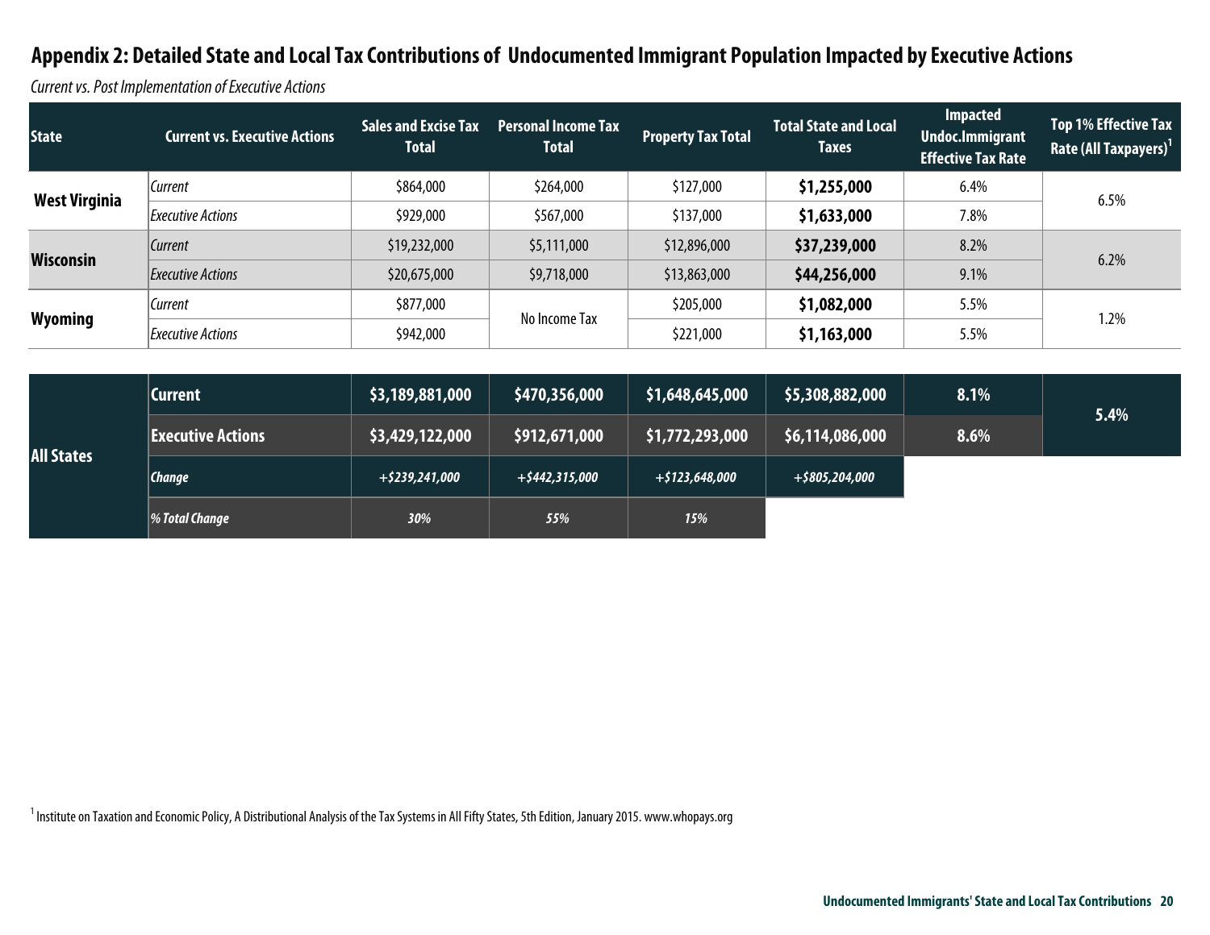## Appendix 2: Detailed State and Local Tax Contributions of Undocumented Immigrant Population Impacted by Executive Actions

*Current vs. Post Implementation of Executive Actions*

| State | Current vs. Executive Actions | Sales and Excise Tax Total | Personal Income Tax Total | Property Tax Total | Total State and Local Taxes | Impacted Undoc.Immigrant Effective Tax Rate | Top 1% Effective Tax Rate (All Taxpayers)[1] |
|---|---|---|---|---|---|---|---|
| **West Virginia** | *Current* | $864,000 | $264,000 | $127,000 | **$1,255,000** | 6.4% | 6.5% |
| | *Executive Actions* | $929,000 | $567,000 | $137,000 | **$1,633,000** | 7.8% | |
| **Wisconsin** | *Current* | $19,232,000 | $5,111,000 | $12,896,000 | **$37,239,000** | 8.2% | 6.2% |
| | *Executive Actions* | $20,675,000 | $9,718,000 | $13,863,000 | **$44,256,000** | 9.1% | |
| **Wyoming** | *Current* | $877,000 | No Income Tax | $205,000 | **$1,082,000** | 5.5% | 1.2% |
| | *Executive Actions* | $942,000 | | $221,000 | **$1,163,000** | 5.5% | |
| **All States** | **Current** | **$3,189,881,000** | **$470,356,000** | **$1,648,645,000** | **$5,308,882,000** | **8.1%** | **5.4%** |
| | **Executive Actions** | **$3,429,122,000** | **$912,671,000** | **$1,772,293,000** | **$6,114,086,000** | **8.6%** | |
| | ***Change*** | ***+$239,241,000*** | ***+$442,315,000*** | ***+$123,648,000*** | ***+$805,204,000*** | | |
| | ***% Total Change*** | ***30%*** | ***55%*** | ***15%*** | | | |

[1] Institute on Taxation and Economic Policy, A Distributional Analysis of the Tax Systems in All Fifty States, 5th Edition, January 2015. www.whopays.org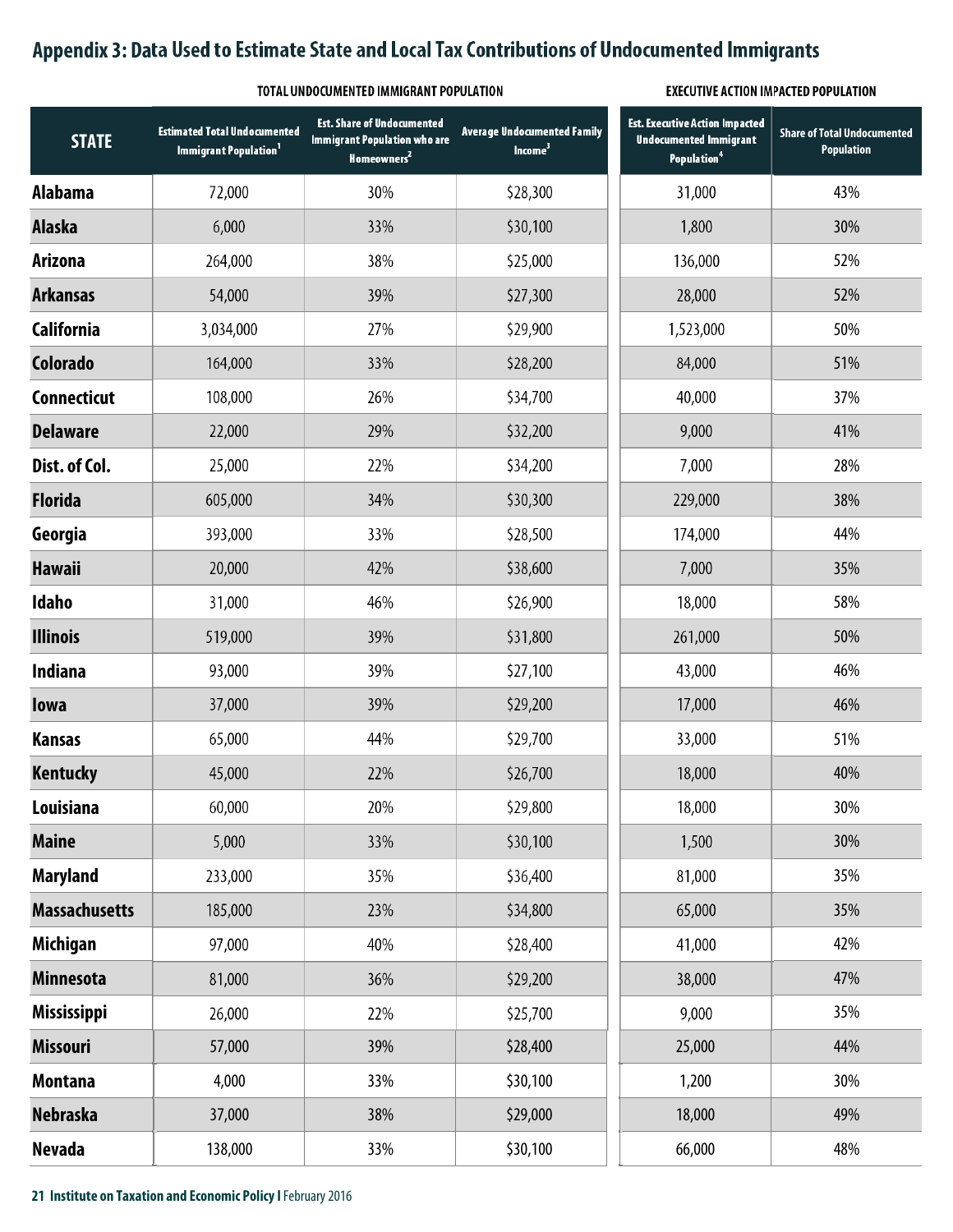## Appendix 3: Data Used to Estimate State and Local Tax Contributions of Undocumented Immigrants

| | TOTAL UNDOCUMENTED IMMIGRANT POPULATION | | | EXECUTIVE ACTION IMPACTED POPULATION | |
|---|---|---|---|---|---|
| STATE | Estimated Total Undocumented Immigrant Population[1] | Est. Share of Undocumented Immigrant Population who are Homeowners[2] | Average Undocumented Family Income[3] | Est. Executive Action Impacted Undocumented Immigrant Population[4] | Share of Total Undocumented Population |
| Alabama | 72,000 | 30% | $28,300 | 31,000 | 43% |
| Alaska | 6,000 | 33% | $30,100 | 1,800 | 30% |
| Arizona | 264,000 | 38% | $25,000 | 136,000 | 52% |
| Arkansas | 54,000 | 39% | $27,300 | 28,000 | 52% |
| California | 3,034,000 | 27% | $29,900 | 1,523,000 | 50% |
| Colorado | 164,000 | 33% | $28,200 | 84,000 | 51% |
| Connecticut | 108,000 | 26% | $34,700 | 40,000 | 37% |
| Delaware | 22,000 | 29% | $32,200 | 9,000 | 41% |
| Dist. of Col. | 25,000 | 22% | $34,200 | 7,000 | 28% |
| Florida | 605,000 | 34% | $30,300 | 229,000 | 38% |
| Georgia | 393,000 | 33% | $28,500 | 174,000 | 44% |
| Hawaii | 20,000 | 42% | $38,600 | 7,000 | 35% |
| Idaho | 31,000 | 46% | $26,900 | 18,000 | 58% |
| Illinois | 519,000 | 39% | $31,800 | 261,000 | 50% |
| Indiana | 93,000 | 39% | $27,100 | 43,000 | 46% |
| Iowa | 37,000 | 39% | $29,200 | 17,000 | 46% |
| Kansas | 65,000 | 44% | $29,700 | 33,000 | 51% |
| Kentucky | 45,000 | 22% | $26,700 | 18,000 | 40% |
| Louisiana | 60,000 | 20% | $29,800 | 18,000 | 30% |
| Maine | 5,000 | 33% | $30,100 | 1,500 | 30% |
| Maryland | 233,000 | 35% | $36,400 | 81,000 | 35% |
| Massachusetts | 185,000 | 23% | $34,800 | 65,000 | 35% |
| Michigan | 97,000 | 40% | $28,400 | 41,000 | 42% |
| Minnesota | 81,000 | 36% | $29,200 | 38,000 | 47% |
| Mississippi | 26,000 | 22% | $25,700 | 9,000 | 35% |
| Missouri | 57,000 | 39% | $28,400 | 25,000 | 44% |
| Montana | 4,000 | 33% | $30,100 | 1,200 | 30% |
| Nebraska | 37,000 | 38% | $29,000 | 18,000 | 49% |
| Nevada | 138,000 | 33% | $30,100 | 66,000 | 48% |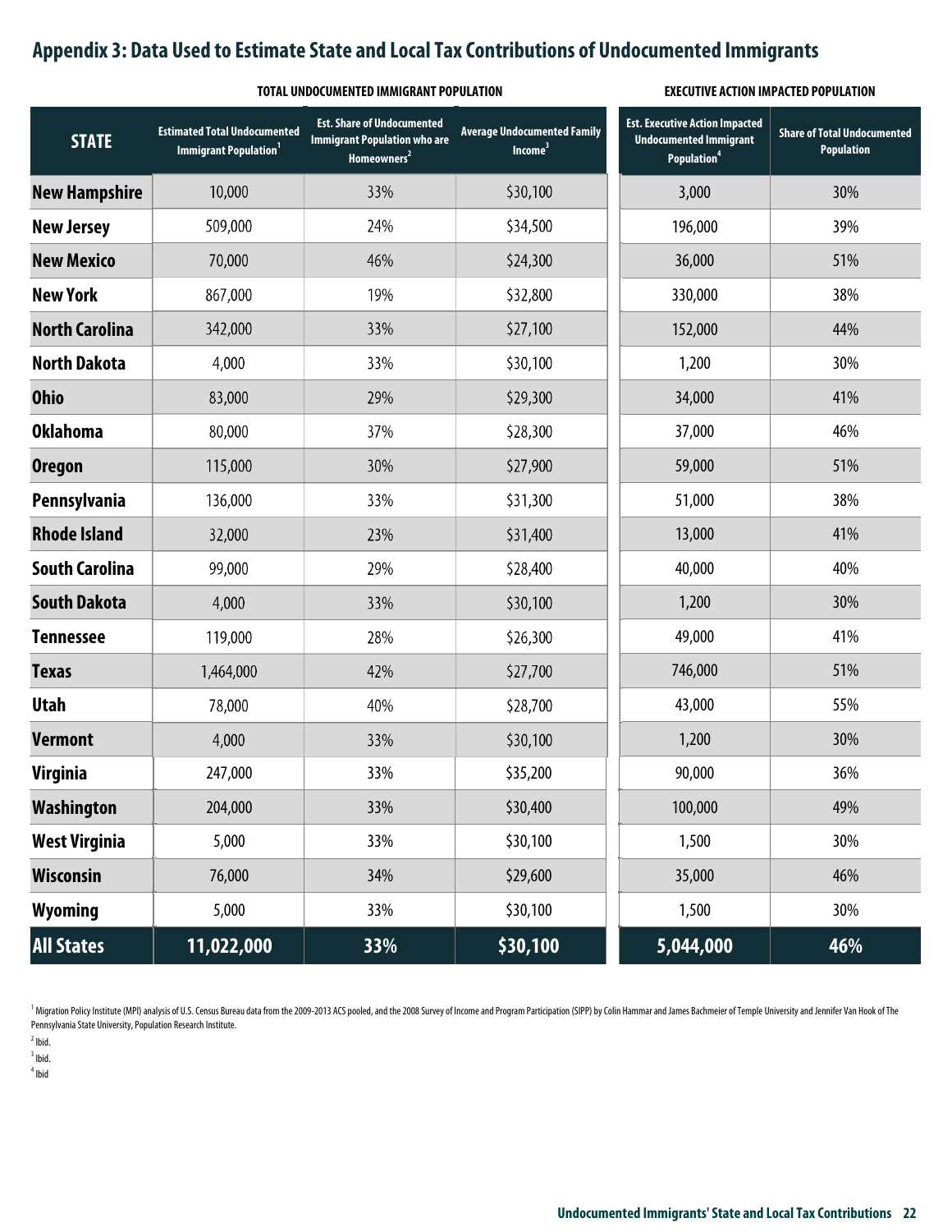## Appendix 3: Data Used to Estimate State and Local Tax Contributions of Undocumented Immigrants

| | TOTAL UNDOCUMENTED IMMIGRANT POPULATION | | | EXECUTIVE ACTION IMPACTED POPULATION | |
|---|---|---|---|---|---|
| STATE | Estimated Total Undocumented Immigrant Population[1] | Est. Share of Undocumented Immigrant Population who are Homeowners[2] | Average Undocumented Family Income[3] | Est. Executive Action Impacted Undocumented Immigrant Population[4] | Share of Total Undocumented Population |
| **New Hampshire** | 10,000 | 33% | $30,100 | 3,000 | 30% |
| **New Jersey** | 509,000 | 24% | $34,500 | 196,000 | 39% |
| **New Mexico** | 70,000 | 46% | $24,300 | 36,000 | 51% |
| **New York** | 867,000 | 19% | $32,800 | 330,000 | 38% |
| **North Carolina** | 342,000 | 33% | $27,100 | 152,000 | 44% |
| **North Dakota** | 4,000 | 33% | $30,100 | 1,200 | 30% |
| **Ohio** | 83,000 | 29% | $29,300 | 34,000 | 41% |
| **Oklahoma** | 80,000 | 37% | $28,300 | 37,000 | 46% |
| **Oregon** | 115,000 | 30% | $27,900 | 59,000 | 51% |
| **Pennsylvania** | 136,000 | 33% | $31,300 | 51,000 | 38% |
| **Rhode Island** | 32,000 | 23% | $31,400 | 13,000 | 41% |
| **South Carolina** | 99,000 | 29% | $28,400 | 40,000 | 40% |
| **South Dakota** | 4,000 | 33% | $30,100 | 1,200 | 30% |
| **Tennessee** | 119,000 | 28% | $26,300 | 49,000 | 41% |
| **Texas** | 1,464,000 | 42% | $27,700 | 746,000 | 51% |
| **Utah** | 78,000 | 40% | $28,700 | 43,000 | 55% |
| **Vermont** | 4,000 | 33% | $30,100 | 1,200 | 30% |
| **Virginia** | 247,000 | 33% | $35,200 | 90,000 | 36% |
| **Washington** | 204,000 | 33% | $30,400 | 100,000 | 49% |
| **West Virginia** | 5,000 | 33% | $30,100 | 1,500 | 30% |
| **Wisconsin** | 76,000 | 34% | $29,600 | 35,000 | 46% |
| **Wyoming** | 5,000 | 33% | $30,100 | 1,500 | 30% |
| **All States** | **11,022,000** | **33%** | **$30,100** | **5,044,000** | **46%** |

[1] Migration Policy Institute (MPI) analysis of U.S. Census Bureau data from the 2009-2013 ACS pooled, and the 2008 Survey of Income and Program Participation (SIPP) by Colin Hammar and James Bachmeier of Temple University and Jennifer Van Hook of The Pennsylvania State University, Population Research Institute.

[2] Ibid.

[3] Ibid.

[4] Ibid